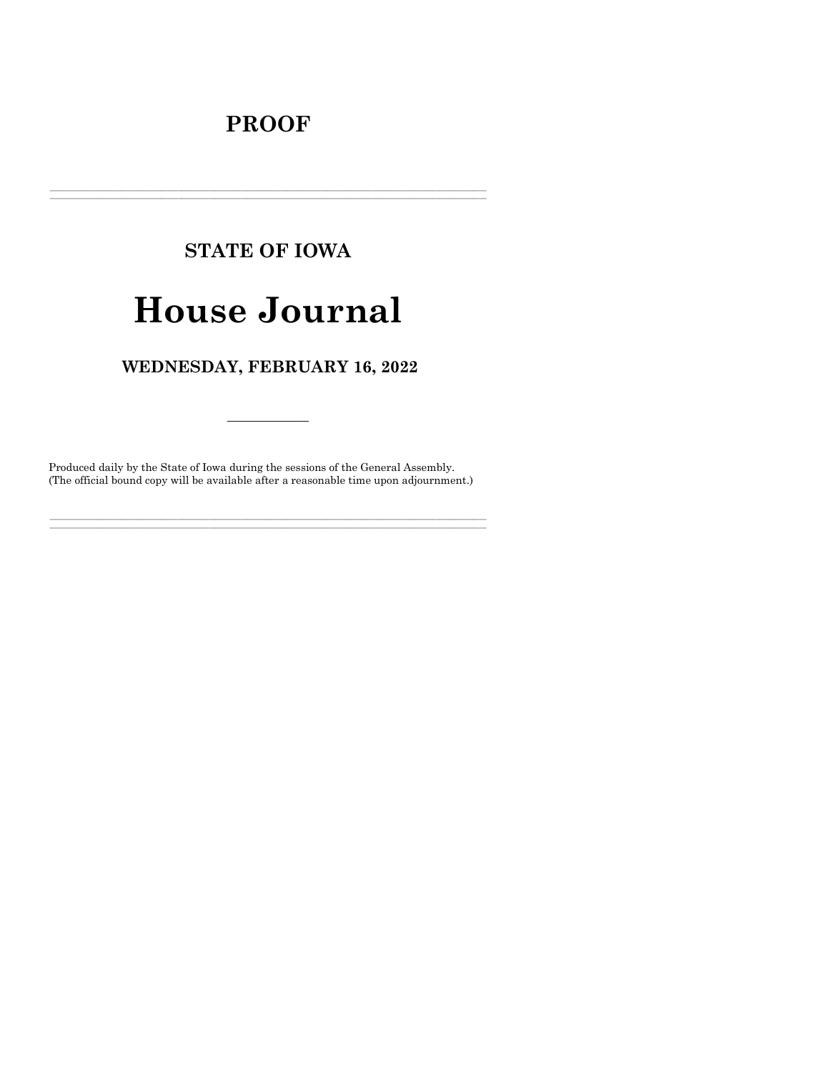# PROOF

---

## STATE OF IOWA

# House Journal

## WEDNESDAY, FEBRUARY 16, 2022

---

Produced daily by the State of Iowa during the sessions of the General Assembly.
(The official bound copy will be available after a reasonable time upon adjournment.)

---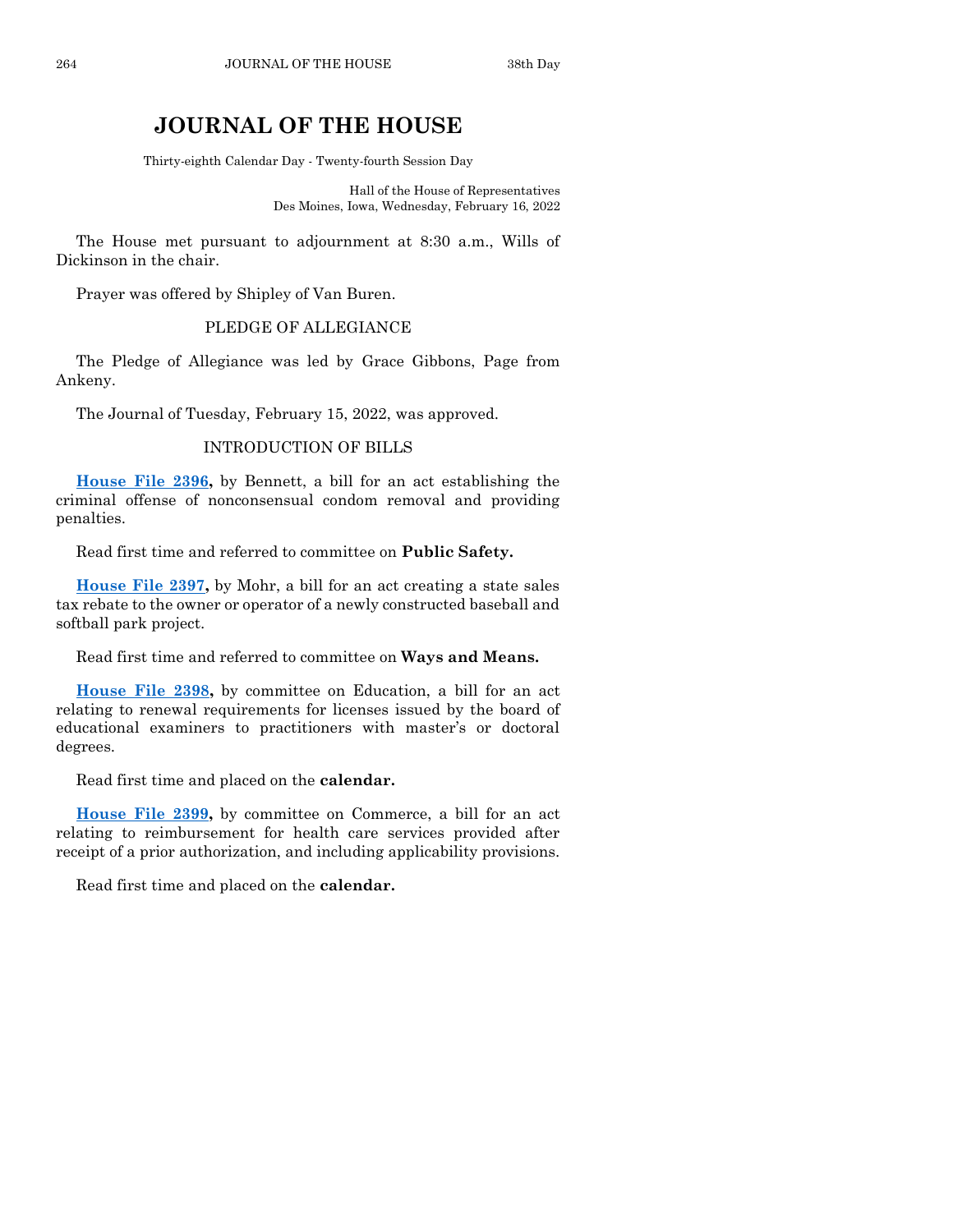# JOURNAL OF THE HOUSE

Thirty-eighth Calendar Day - Twenty-fourth Session Day

Hall of the House of Representatives
Des Moines, Iowa, Wednesday, February 16, 2022

The House met pursuant to adjournment at 8:30 a.m., Wills of Dickinson in the chair.

Prayer was offered by Shipley of Van Buren.

## PLEDGE OF ALLEGIANCE

The Pledge of Allegiance was led by Grace Gibbons, Page from Ankeny.

The Journal of Tuesday, February 15, 2022, was approved.

## INTRODUCTION OF BILLS

**House File 2396,** by Bennett, a bill for an act establishing the criminal offense of nonconsensual condom removal and providing penalties.

Read first time and referred to committee on **Public Safety.**

**House File 2397,** by Mohr, a bill for an act creating a state sales tax rebate to the owner or operator of a newly constructed baseball and softball park project.

Read first time and referred to committee on **Ways and Means.**

**House File 2398,** by committee on Education, a bill for an act relating to renewal requirements for licenses issued by the board of educational examiners to practitioners with master's or doctoral degrees.

Read first time and placed on the **calendar.**

**House File 2399,** by committee on Commerce, a bill for an act relating to reimbursement for health care services provided after receipt of a prior authorization, and including applicability provisions.

Read first time and placed on the **calendar.**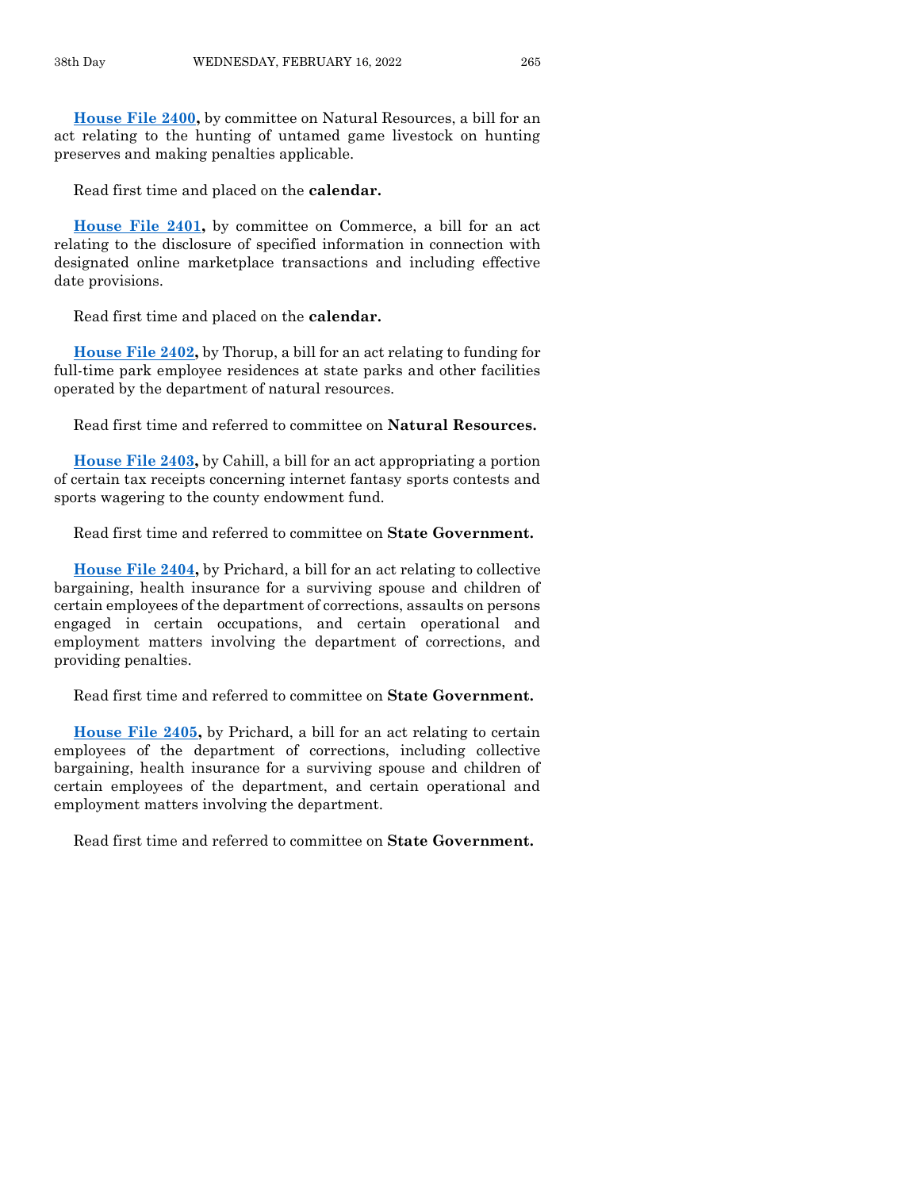**House File 2400,** by committee on Natural Resources, a bill for an act relating to the hunting of untamed game livestock on hunting preserves and making penalties applicable.

Read first time and placed on the **calendar.**

**House File 2401,** by committee on Commerce, a bill for an act relating to the disclosure of specified information in connection with designated online marketplace transactions and including effective date provisions.

Read first time and placed on the **calendar.**

**House File 2402,** by Thorup, a bill for an act relating to funding for full-time park employee residences at state parks and other facilities operated by the department of natural resources.

Read first time and referred to committee on **Natural Resources.**

**House File 2403,** by Cahill, a bill for an act appropriating a portion of certain tax receipts concerning internet fantasy sports contests and sports wagering to the county endowment fund.

Read first time and referred to committee on **State Government.**

**House File 2404,** by Prichard, a bill for an act relating to collective bargaining, health insurance for a surviving spouse and children of certain employees of the department of corrections, assaults on persons engaged in certain occupations, and certain operational and employment matters involving the department of corrections, and providing penalties.

Read first time and referred to committee on **State Government.**

**House File 2405,** by Prichard, a bill for an act relating to certain employees of the department of corrections, including collective bargaining, health insurance for a surviving spouse and children of certain employees of the department, and certain operational and employment matters involving the department.

Read first time and referred to committee on **State Government.**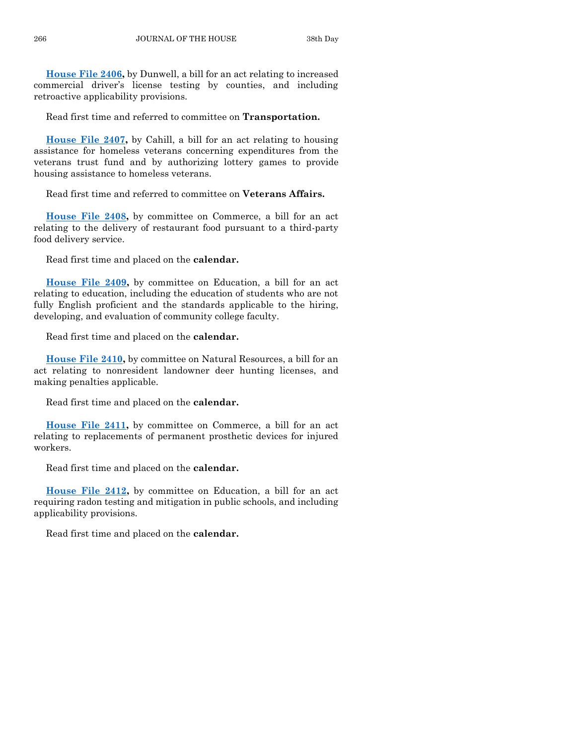**House File 2406,** by Dunwell, a bill for an act relating to increased commercial driver's license testing by counties, and including retroactive applicability provisions.

Read first time and referred to committee on **Transportation.**

**House File 2407,** by Cahill, a bill for an act relating to housing assistance for homeless veterans concerning expenditures from the veterans trust fund and by authorizing lottery games to provide housing assistance to homeless veterans.

Read first time and referred to committee on **Veterans Affairs.**

**House File 2408,** by committee on Commerce, a bill for an act relating to the delivery of restaurant food pursuant to a third-party food delivery service.

Read first time and placed on the **calendar.**

**House File 2409,** by committee on Education, a bill for an act relating to education, including the education of students who are not fully English proficient and the standards applicable to the hiring, developing, and evaluation of community college faculty.

Read first time and placed on the **calendar.**

**House File 2410,** by committee on Natural Resources, a bill for an act relating to nonresident landowner deer hunting licenses, and making penalties applicable.

Read first time and placed on the **calendar.**

**House File 2411,** by committee on Commerce, a bill for an act relating to replacements of permanent prosthetic devices for injured workers.

Read first time and placed on the **calendar.**

**House File 2412,** by committee on Education, a bill for an act requiring radon testing and mitigation in public schools, and including applicability provisions.

Read first time and placed on the **calendar.**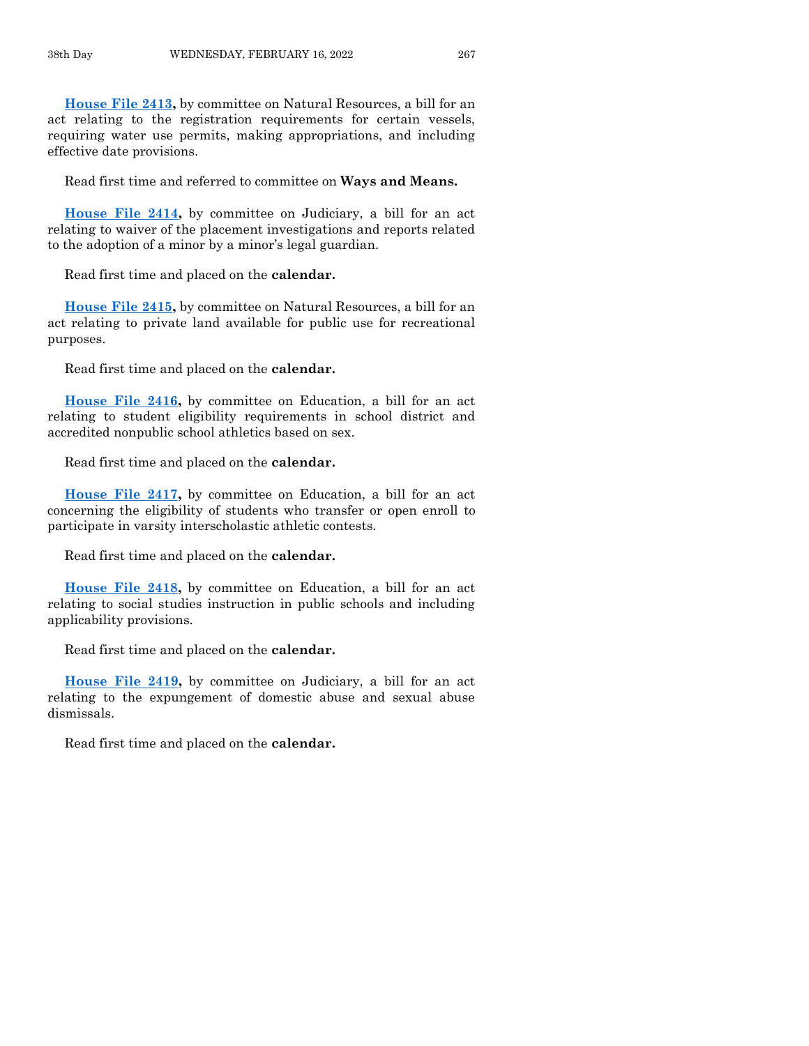**House File 2413,** by committee on Natural Resources, a bill for an act relating to the registration requirements for certain vessels, requiring water use permits, making appropriations, and including effective date provisions.

Read first time and referred to committee on **Ways and Means.**

**House File 2414,** by committee on Judiciary, a bill for an act relating to waiver of the placement investigations and reports related to the adoption of a minor by a minor's legal guardian.

Read first time and placed on the **calendar.**

**House File 2415,** by committee on Natural Resources, a bill for an act relating to private land available for public use for recreational purposes.

Read first time and placed on the **calendar.**

**House File 2416,** by committee on Education, a bill for an act relating to student eligibility requirements in school district and accredited nonpublic school athletics based on sex.

Read first time and placed on the **calendar.**

**House File 2417,** by committee on Education, a bill for an act concerning the eligibility of students who transfer or open enroll to participate in varsity interscholastic athletic contests.

Read first time and placed on the **calendar.**

**House File 2418,** by committee on Education, a bill for an act relating to social studies instruction in public schools and including applicability provisions.

Read first time and placed on the **calendar.**

**House File 2419,** by committee on Judiciary, a bill for an act relating to the expungement of domestic abuse and sexual abuse dismissals.

Read first time and placed on the **calendar.**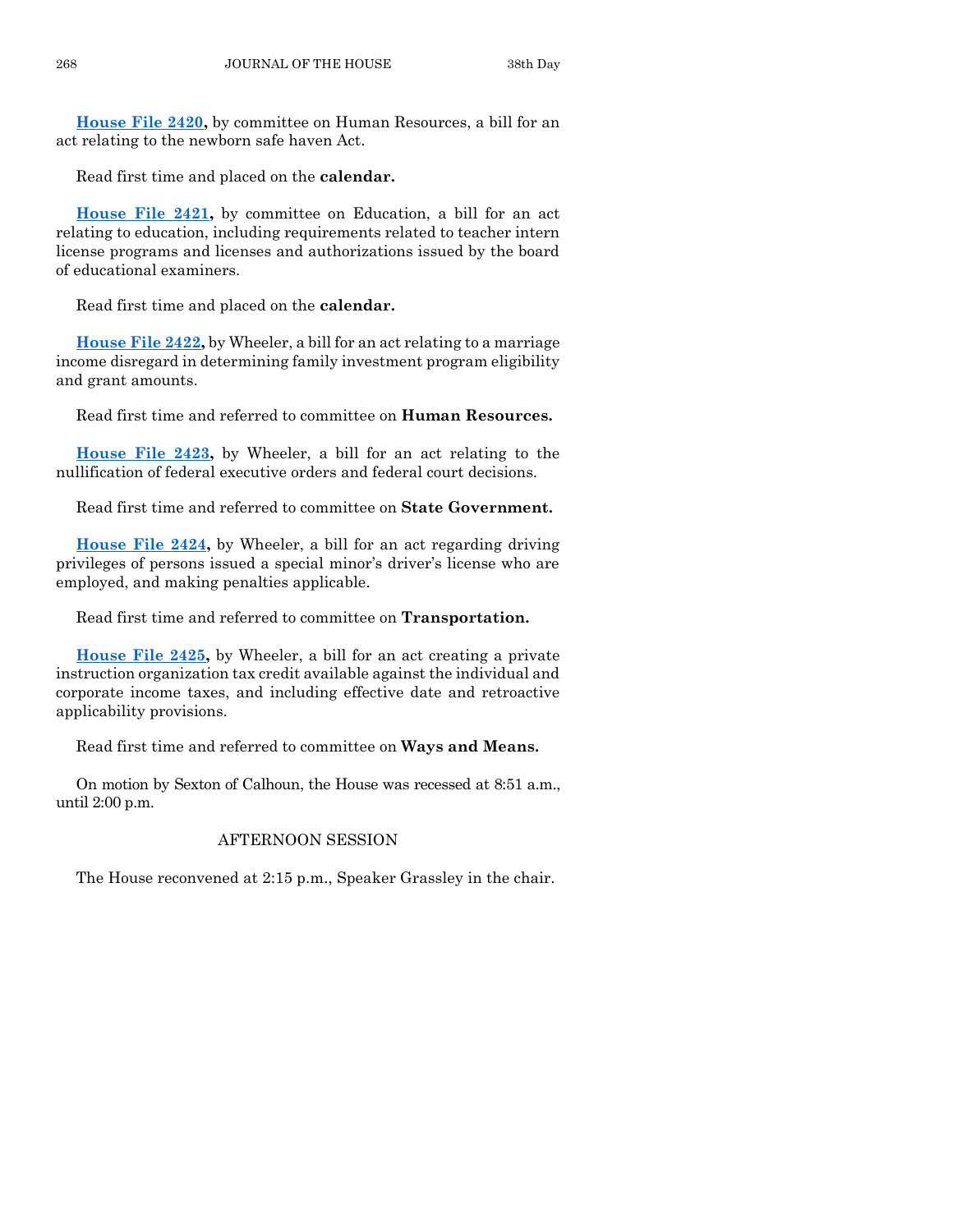**House File 2420,** by committee on Human Resources, a bill for an act relating to the newborn safe haven Act.

Read first time and placed on the **calendar.**

**House File 2421,** by committee on Education, a bill for an act relating to education, including requirements related to teacher intern license programs and licenses and authorizations issued by the board of educational examiners.

Read first time and placed on the **calendar.**

**House File 2422,** by Wheeler, a bill for an act relating to a marriage income disregard in determining family investment program eligibility and grant amounts.

Read first time and referred to committee on **Human Resources.**

**House File 2423,** by Wheeler, a bill for an act relating to the nullification of federal executive orders and federal court decisions.

Read first time and referred to committee on **State Government.**

**House File 2424,** by Wheeler, a bill for an act regarding driving privileges of persons issued a special minor's driver's license who are employed, and making penalties applicable.

Read first time and referred to committee on **Transportation.**

**House File 2425,** by Wheeler, a bill for an act creating a private instruction organization tax credit available against the individual and corporate income taxes, and including effective date and retroactive applicability provisions.

Read first time and referred to committee on **Ways and Means.**

On motion by Sexton of Calhoun, the House was recessed at 8:51 a.m., until 2:00 p.m.

## AFTERNOON SESSION

The House reconvened at 2:15 p.m., Speaker Grassley in the chair.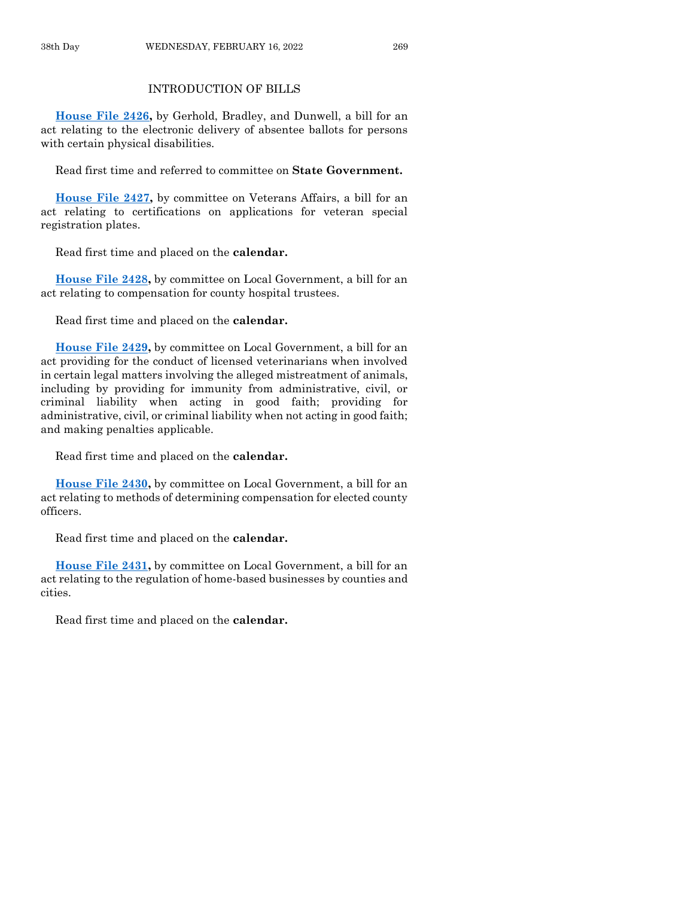## INTRODUCTION OF BILLS

**House File 2426,** by Gerhold, Bradley, and Dunwell, a bill for an act relating to the electronic delivery of absentee ballots for persons with certain physical disabilities.

Read first time and referred to committee on **State Government.**

**House File 2427,** by committee on Veterans Affairs, a bill for an act relating to certifications on applications for veteran special registration plates.

Read first time and placed on the **calendar.**

**House File 2428,** by committee on Local Government, a bill for an act relating to compensation for county hospital trustees.

Read first time and placed on the **calendar.**

**House File 2429,** by committee on Local Government, a bill for an act providing for the conduct of licensed veterinarians when involved in certain legal matters involving the alleged mistreatment of animals, including by providing for immunity from administrative, civil, or criminal liability when acting in good faith; providing for administrative, civil, or criminal liability when not acting in good faith; and making penalties applicable.

Read first time and placed on the **calendar.**

**House File 2430,** by committee on Local Government, a bill for an act relating to methods of determining compensation for elected county officers.

Read first time and placed on the **calendar.**

**House File 2431,** by committee on Local Government, a bill for an act relating to the regulation of home-based businesses by counties and cities.

Read first time and placed on the **calendar.**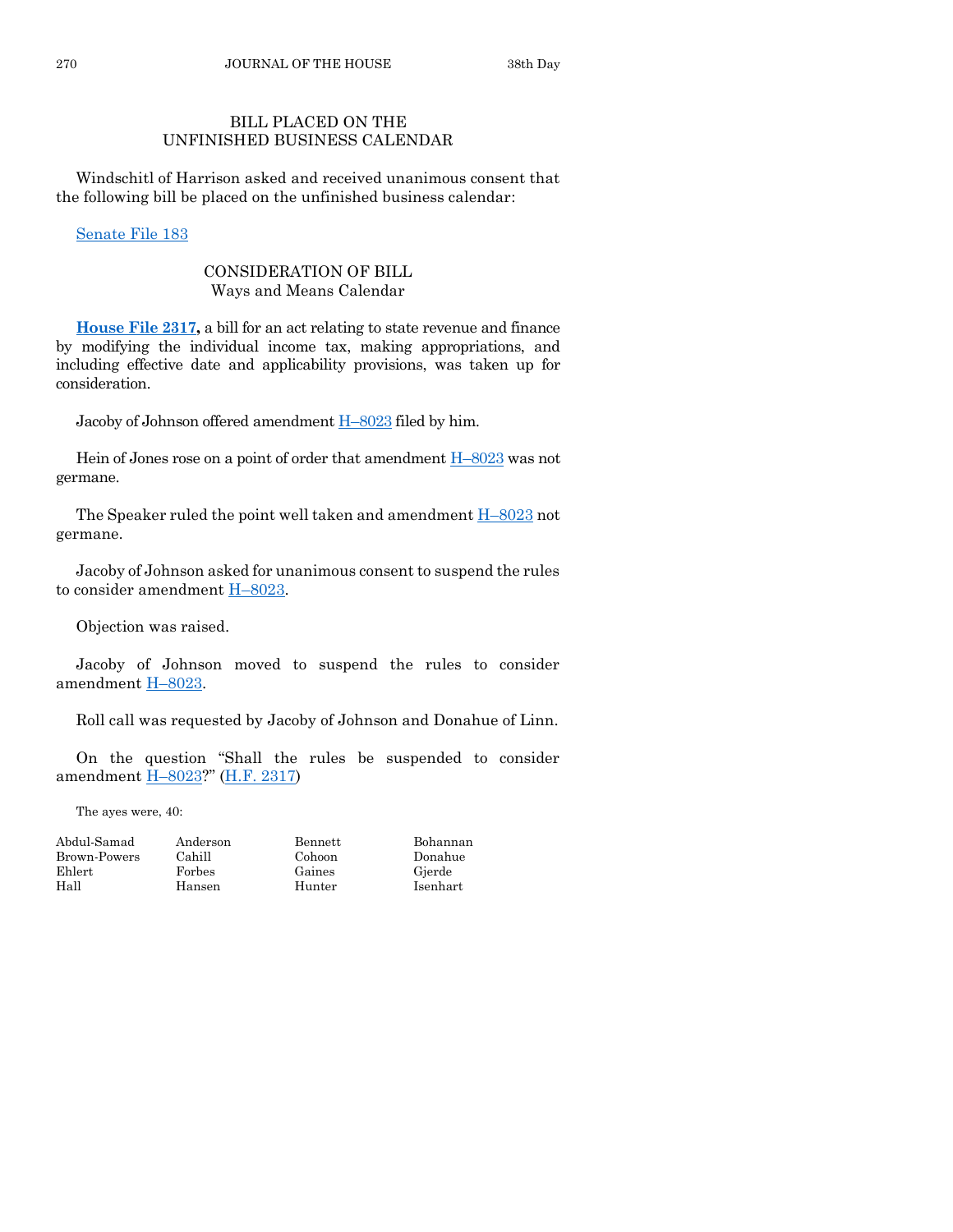## BILL PLACED ON THE UNFINISHED BUSINESS CALENDAR

Windschitl of Harrison asked and received unanimous consent that the following bill be placed on the unfinished business calendar:

Senate File 183

## CONSIDERATION OF BILL
### Ways and Means Calendar

**House File 2317,** a bill for an act relating to state revenue and finance by modifying the individual income tax, making appropriations, and including effective date and applicability provisions, was taken up for consideration.

Jacoby of Johnson offered amendment H–8023 filed by him.

Hein of Jones rose on a point of order that amendment H–8023 was not germane.

The Speaker ruled the point well taken and amendment H–8023 not germane.

Jacoby of Johnson asked for unanimous consent to suspend the rules to consider amendment H–8023.

Objection was raised.

Jacoby of Johnson moved to suspend the rules to consider amendment H–8023.

Roll call was requested by Jacoby of Johnson and Donahue of Linn.

On the question "Shall the rules be suspended to consider amendment H–8023?" (H.F. 2317)

The ayes were, 40:

| | | | |
|---|---|---|---|
| Abdul-Samad | Anderson | Bennett | Bohannan |
| Brown-Powers | Cahill | Cohoon | Donahue |
| Ehlert | Forbes | Gaines | Gjerde |
| Hall | Hansen | Hunter | Isenhart |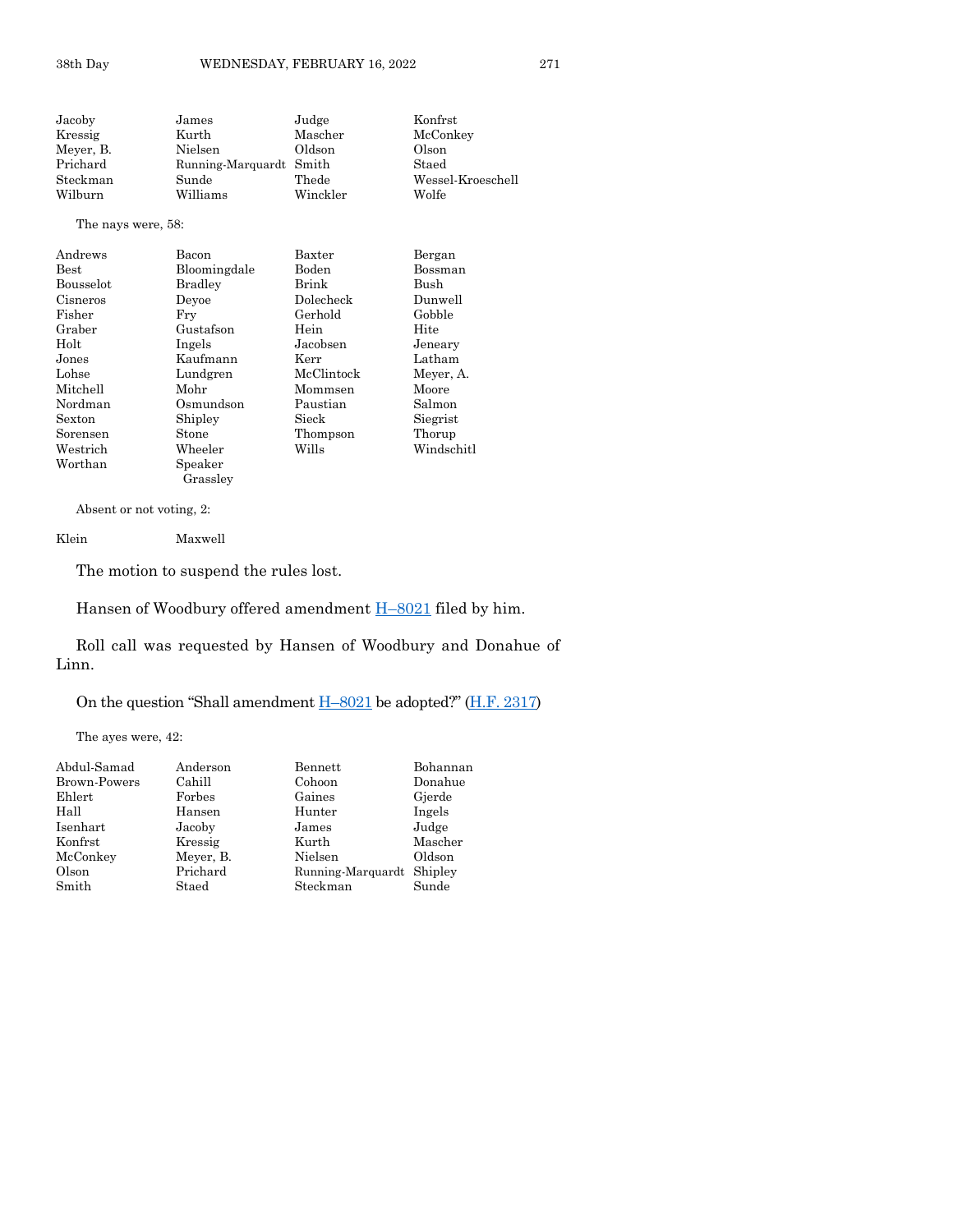| | | | |
|---|---|---|---|
| Jacoby | James | Judge | Konfrst |
| Kressig | Kurth | Mascher | McConkey |
| Meyer, B. | Nielsen | Oldson | Olson |
| Prichard | Running-Marquardt | Smith | Staed |
| Steckman | Sunde | Thede | Wessel-Kroeschell |
| Wilburn | Williams | Winckler | Wolfe |

The nays were, 58:

| | | | |
|---|---|---|---|
| Andrews | Bacon | Baxter | Bergan |
| Best | Bloomingdale | Boden | Bossman |
| Bousselot | Bradley | Brink | Bush |
| Cisneros | Deyoe | Dolecheck | Dunwell |
| Fisher | Fry | Gerhold | Gobble |
| Graber | Gustafson | Hein | Hite |
| Holt | Ingels | Jacobsen | Jeneary |
| Jones | Kaufmann | Kerr | Latham |
| Lohse | Lundgren | McClintock | Meyer, A. |
| Mitchell | Mohr | Mommsen | Moore |
| Nordman | Osmundson | Paustian | Salmon |
| Sexton | Shipley | Sieck | Siegrist |
| Sorensen | Stone | Thompson | Thorup |
| Westrich | Wheeler | Wills | Windschitl |
| Worthan | Speaker Grassley | | |

Absent or not voting, 2:

| | |
|---|---|
| Klein | Maxwell |

The motion to suspend the rules lost.

Hansen of Woodbury offered amendment H–8021 filed by him.

Roll call was requested by Hansen of Woodbury and Donahue of Linn.

On the question "Shall amendment H–8021 be adopted?" (H.F. 2317)

The ayes were, 42:

| | | | |
|---|---|---|---|
| Abdul-Samad | Anderson | Bennett | Bohannan |
| Brown-Powers | Cahill | Cohoon | Donahue |
| Ehlert | Forbes | Gaines | Gjerde |
| Hall | Hansen | Hunter | Ingels |
| Isenhart | Jacoby | James | Judge |
| Konfrst | Kressig | Kurth | Mascher |
| McConkey | Meyer, B. | Nielsen | Oldson |
| Olson | Prichard | Running-Marquardt | Shipley |
| Smith | Staed | Steckman | Sunde |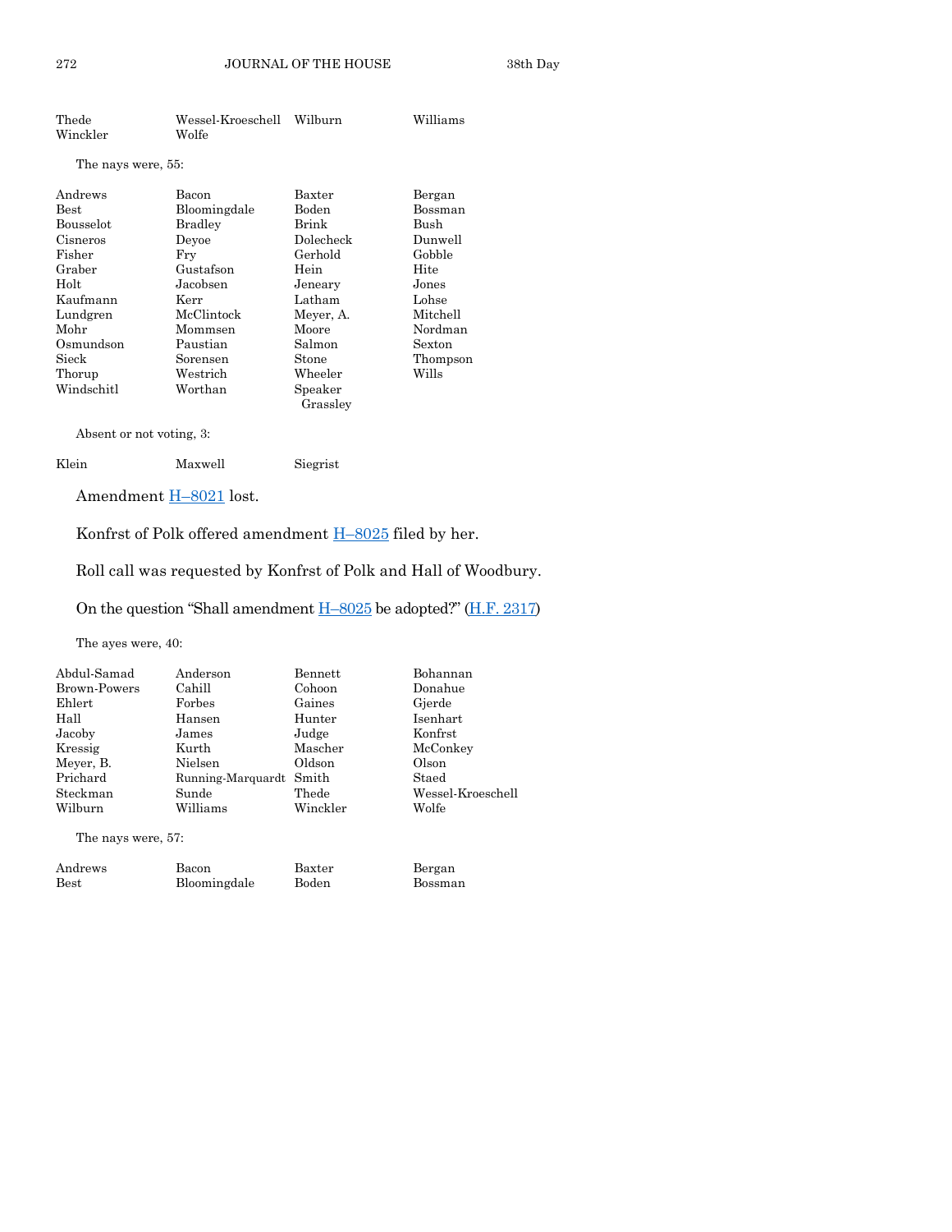| | | | |
|---|---|---|---|
| Thede | Wessel-Kroeschell | Wilburn | Williams |
| Winckler | Wolfe | | |

The nays were, 55:

| | | | |
|---|---|---|---|
| Andrews | Bacon | Baxter | Bergan |
| Best | Bloomingdale | Boden | Bossman |
| Bousselot | Bradley | Brink | Bush |
| Cisneros | Deyoe | Dolecheck | Dunwell |
| Fisher | Fry | Gerhold | Gobble |
| Graber | Gustafson | Hein | Hite |
| Holt | Jacobsen | Jeneary | Jones |
| Kaufmann | Kerr | Latham | Lohse |
| Lundgren | McClintock | Meyer, A. | Mitchell |
| Mohr | Mommsen | Moore | Nordman |
| Osmundson | Paustian | Salmon | Sexton |
| Sieck | Sorensen | Stone | Thompson |
| Thorup | Westrich | Wheeler | Wills |
| Windschitl | Worthan | Speaker Grassley | |

Absent or not voting, 3:

| | | |
|---|---|---|
| Klein | Maxwell | Siegrist |

Amendment H–8021 lost.

Konfrst of Polk offered amendment H–8025 filed by her.

Roll call was requested by Konfrst of Polk and Hall of Woodbury.

On the question "Shall amendment H–8025 be adopted?" (H.F. 2317)

The ayes were, 40:

| | | | |
|---|---|---|---|
| Abdul-Samad | Anderson | Bennett | Bohannan |
| Brown-Powers | Cahill | Cohoon | Donahue |
| Ehlert | Forbes | Gaines | Gjerde |
| Hall | Hansen | Hunter | Isenhart |
| Jacoby | James | Judge | Konfrst |
| Kressig | Kurth | Mascher | McConkey |
| Meyer, B. | Nielsen | Oldson | Olson |
| Prichard | Running-Marquardt | Smith | Staed |
| Steckman | Sunde | Thede | Wessel-Kroeschell |
| Wilburn | Williams | Winckler | Wolfe |

The nays were, 57:

| | | | |
|---|---|---|---|
| Andrews | Bacon | Baxter | Bergan |
| Best | Bloomingdale | Boden | Bossman |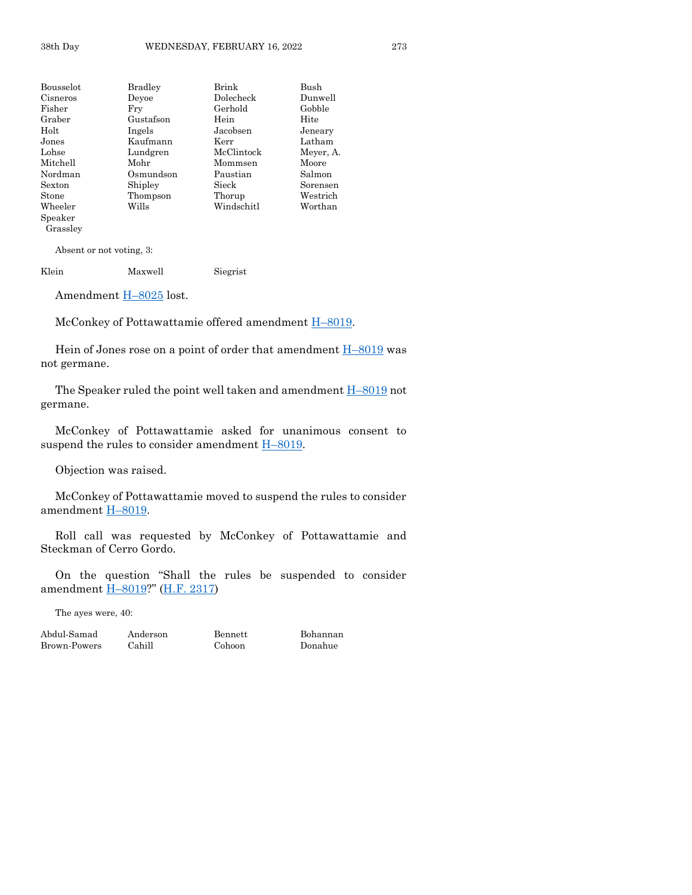| | | | |
|---|---|---|---|
| Bousselot | Bradley | Brink | Bush |
| Cisneros | Deyoe | Dolecheck | Dunwell |
| Fisher | Fry | Gerhold | Gobble |
| Graber | Gustafson | Hein | Hite |
| Holt | Ingels | Jacobsen | Jeneary |
| Jones | Kaufmann | Kerr | Latham |
| Lohse | Lundgren | McClintock | Meyer, A. |
| Mitchell | Mohr | Mommsen | Moore |
| Nordman | Osmundson | Paustian | Salmon |
| Sexton | Shipley | Sieck | Sorensen |
| Stone | Thompson | Thorup | Westrich |
| Wheeler | Wills | Windschitl | Worthan |
| Speaker Grassley | | | |

Absent or not voting, 3:

| | | |
|---|---|---|
| Klein | Maxwell | Siegrist |

Amendment H–8025 lost.

McConkey of Pottawattamie offered amendment H–8019.

Hein of Jones rose on a point of order that amendment H–8019 was not germane.

The Speaker ruled the point well taken and amendment H–8019 not germane.

McConkey of Pottawattamie asked for unanimous consent to suspend the rules to consider amendment H–8019.

Objection was raised.

McConkey of Pottawattamie moved to suspend the rules to consider amendment H–8019.

Roll call was requested by McConkey of Pottawattamie and Steckman of Cerro Gordo.

On the question "Shall the rules be suspended to consider amendment H–8019?" (H.F. 2317)

The ayes were, 40:

| | | | |
|---|---|---|---|
| Abdul-Samad | Anderson | Bennett | Bohannan |
| Brown-Powers | Cahill | Cohoon | Donahue |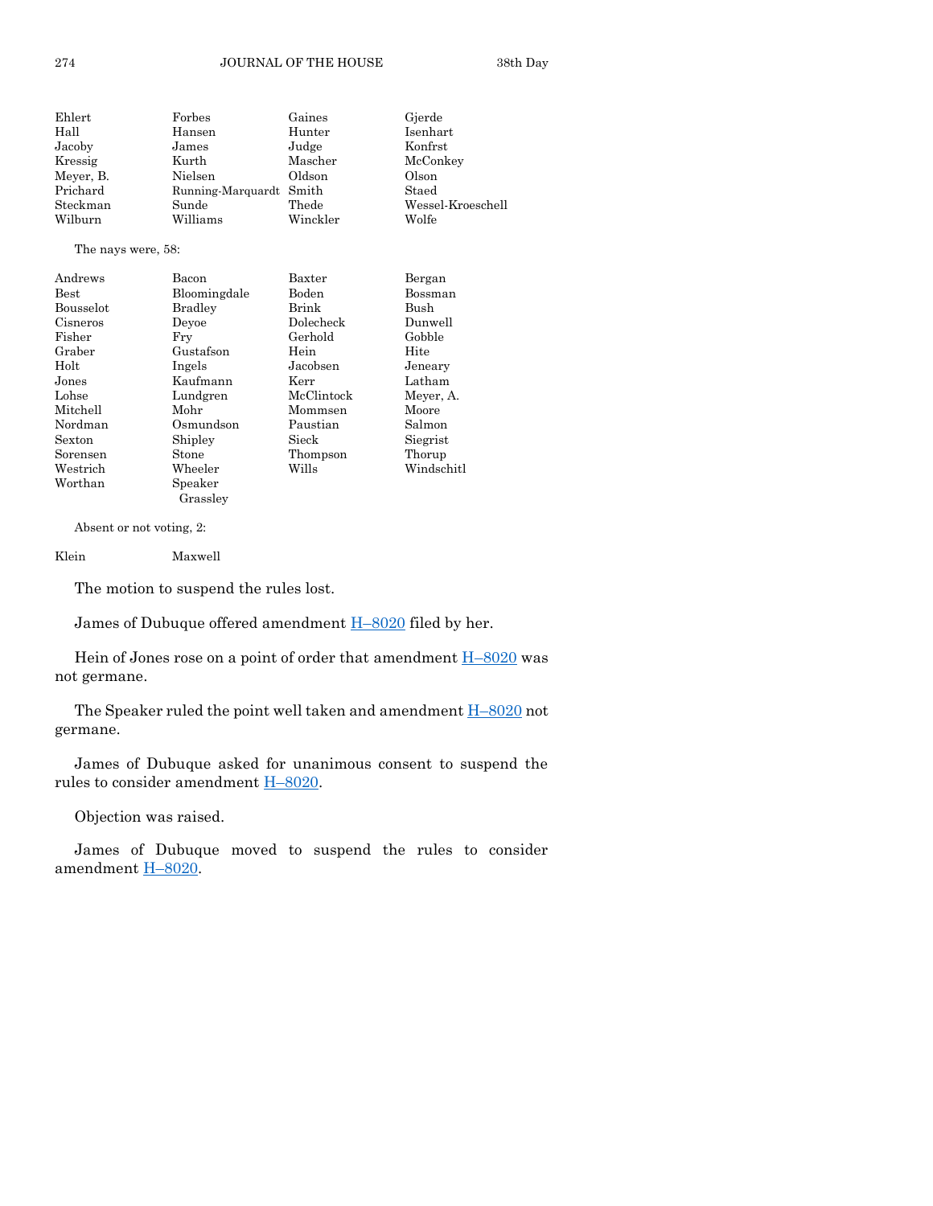| | | | |
|---|---|---|---|
| Ehlert | Forbes | Gaines | Gjerde |
| Hall | Hansen | Hunter | Isenhart |
| Jacoby | James | Judge | Konfrst |
| Kressig | Kurth | Mascher | McConkey |
| Meyer, B. | Nielsen | Oldson | Olson |
| Prichard | Running-Marquardt | Smith | Staed |
| Steckman | Sunde | Thede | Wessel-Kroeschell |
| Wilburn | Williams | Winckler | Wolfe |

The nays were, 58:

| | | | |
|---|---|---|---|
| Andrews | Bacon | Baxter | Bergan |
| Best | Bloomingdale | Boden | Bossman |
| Bousselot | Bradley | Brink | Bush |
| Cisneros | Deyoe | Dolecheck | Dunwell |
| Fisher | Fry | Gerhold | Gobble |
| Graber | Gustafson | Hein | Hite |
| Holt | Ingels | Jacobsen | Jeneary |
| Jones | Kaufmann | Kerr | Latham |
| Lohse | Lundgren | McClintock | Meyer, A. |
| Mitchell | Mohr | Mommsen | Moore |
| Nordman | Osmundson | Paustian | Salmon |
| Sexton | Shipley | Sieck | Siegrist |
| Sorensen | Stone | Thompson | Thorup |
| Westrich | Wheeler | Wills | Windschitl |
| Worthan | Speaker Grassley | | |

Absent or not voting, 2:

| | |
|---|---|
| Klein | Maxwell |

The motion to suspend the rules lost.

James of Dubuque offered amendment H–8020 filed by her.

Hein of Jones rose on a point of order that amendment H–8020 was not germane.

The Speaker ruled the point well taken and amendment H–8020 not germane.

James of Dubuque asked for unanimous consent to suspend the rules to consider amendment H–8020.

Objection was raised.

James of Dubuque moved to suspend the rules to consider amendment H–8020.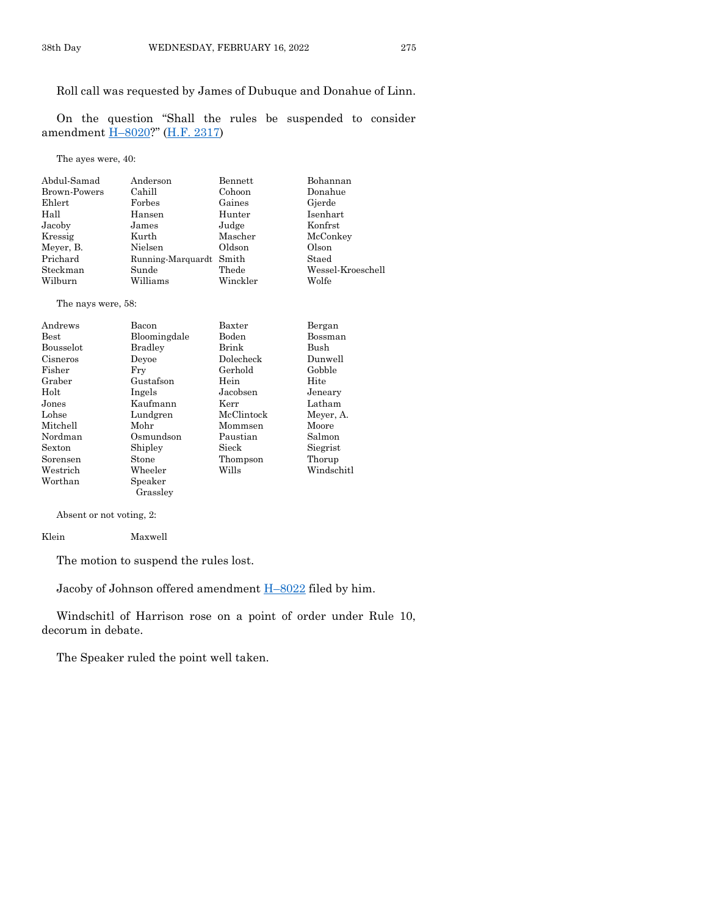Roll call was requested by James of Dubuque and Donahue of Linn.

On the question "Shall the rules be suspended to consider amendment H–8020?" (H.F. 2317)

The ayes were, 40:

| | | | |
|---|---|---|---|
| Abdul-Samad | Anderson | Bennett | Bohannan |
| Brown-Powers | Cahill | Cohoon | Donahue |
| Ehlert | Forbes | Gaines | Gjerde |
| Hall | Hansen | Hunter | Isenhart |
| Jacoby | James | Judge | Konfrst |
| Kressig | Kurth | Mascher | McConkey |
| Meyer, B. | Nielsen | Oldson | Olson |
| Prichard | Running-Marquardt | Smith | Staed |
| Steckman | Sunde | Thede | Wessel-Kroeschell |
| Wilburn | Williams | Winckler | Wolfe |

The nays were, 58:

| | | | |
|---|---|---|---|
| Andrews | Bacon | Baxter | Bergan |
| Best | Bloomingdale | Boden | Bossman |
| Bousselot | Bradley | Brink | Bush |
| Cisneros | Deyoe | Dolecheck | Dunwell |
| Fisher | Fry | Gerhold | Gobble |
| Graber | Gustafson | Hein | Hite |
| Holt | Ingels | Jacobsen | Jeneary |
| Jones | Kaufmann | Kerr | Latham |
| Lohse | Lundgren | McClintock | Meyer, A. |
| Mitchell | Mohr | Mommsen | Moore |
| Nordman | Osmundson | Paustian | Salmon |
| Sexton | Shipley | Sieck | Siegrist |
| Sorensen | Stone | Thompson | Thorup |
| Westrich | Wheeler | Wills | Windschitl |
| Worthan | Speaker Grassley | | |

Absent or not voting, 2:

| | |
|---|---|
| Klein | Maxwell |

The motion to suspend the rules lost.

Jacoby of Johnson offered amendment H–8022 filed by him.

Windschitl of Harrison rose on a point of order under Rule 10, decorum in debate.

The Speaker ruled the point well taken.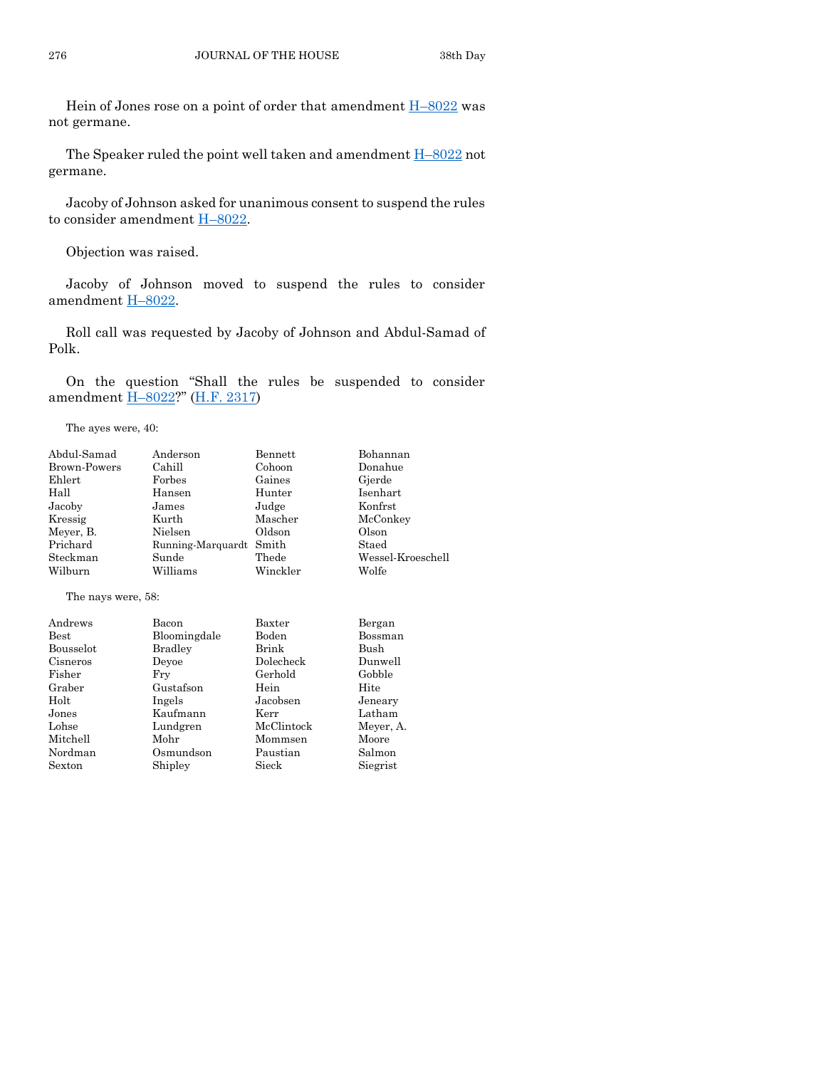Hein of Jones rose on a point of order that amendment H–8022 was not germane.

The Speaker ruled the point well taken and amendment H–8022 not germane.

Jacoby of Johnson asked for unanimous consent to suspend the rules to consider amendment H–8022.

Objection was raised.

Jacoby of Johnson moved to suspend the rules to consider amendment H–8022.

Roll call was requested by Jacoby of Johnson and Abdul-Samad of Polk.

On the question "Shall the rules be suspended to consider amendment H–8022?" (H.F. 2317)

The ayes were, 40:

| | | | |
|---|---|---|---|
| Abdul-Samad | Anderson | Bennett | Bohannan |
| Brown-Powers | Cahill | Cohoon | Donahue |
| Ehlert | Forbes | Gaines | Gjerde |
| Hall | Hansen | Hunter | Isenhart |
| Jacoby | James | Judge | Konfrst |
| Kressig | Kurth | Mascher | McConkey |
| Meyer, B. | Nielsen | Oldson | Olson |
| Prichard | Running-Marquardt | Smith | Staed |
| Steckman | Sunde | Thede | Wessel-Kroeschell |
| Wilburn | Williams | Winckler | Wolfe |

The nays were, 58:

| | | | |
|---|---|---|---|
| Andrews | Bacon | Baxter | Bergan |
| Best | Bloomingdale | Boden | Bossman |
| Bousselot | Bradley | Brink | Bush |
| Cisneros | Deyoe | Dolecheck | Dunwell |
| Fisher | Fry | Gerhold | Gobble |
| Graber | Gustafson | Hein | Hite |
| Holt | Ingels | Jacobsen | Jeneary |
| Jones | Kaufmann | Kerr | Latham |
| Lohse | Lundgren | McClintock | Meyer, A. |
| Mitchell | Mohr | Mommsen | Moore |
| Nordman | Osmundson | Paustian | Salmon |
| Sexton | Shipley | Sieck | Siegrist |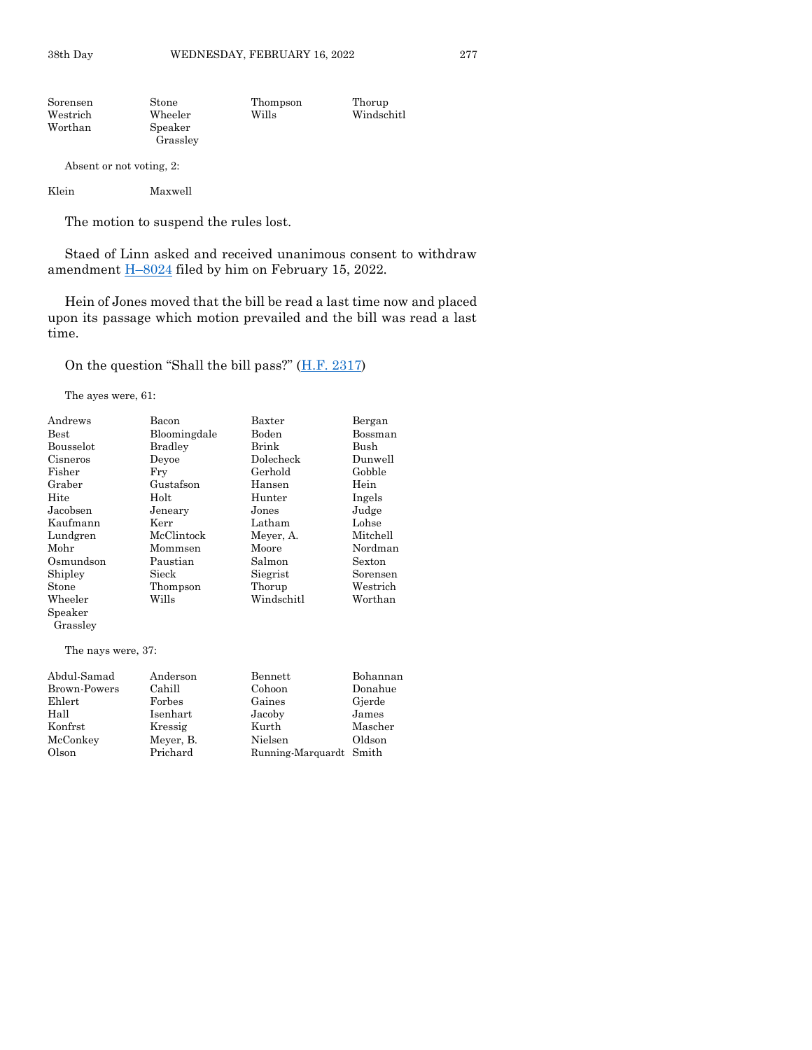| | | | |
|---|---|---|---|
| Sorensen | Stone | Thompson | Thorup |
| Westrich | Wheeler | Wills | Windschitl |
| Worthan | Speaker Grassley | | |

Absent or not voting, 2:

| | |
|---|---|
| Klein | Maxwell |

The motion to suspend the rules lost.

Staed of Linn asked and received unanimous consent to withdraw amendment H–8024 filed by him on February 15, 2022.

Hein of Jones moved that the bill be read a last time now and placed upon its passage which motion prevailed and the bill was read a last time.

On the question "Shall the bill pass?" (H.F. 2317)

The ayes were, 61:

| | | | |
|---|---|---|---|
| Andrews | Bacon | Baxter | Bergan |
| Best | Bloomingdale | Boden | Bossman |
| Bousselot | Bradley | Brink | Bush |
| Cisneros | Deyoe | Dolecheck | Dunwell |
| Fisher | Fry | Gerhold | Gobble |
| Graber | Gustafson | Hansen | Hein |
| Hite | Holt | Hunter | Ingels |
| Jacobsen | Jeneary | Jones | Judge |
| Kaufmann | Kerr | Latham | Lohse |
| Lundgren | McClintock | Meyer, A. | Mitchell |
| Mohr | Mommsen | Moore | Nordman |
| Osmundson | Paustian | Salmon | Sexton |
| Shipley | Sieck | Siegrist | Sorensen |
| Stone | Thompson | Thorup | Westrich |
| Wheeler | Wills | Windschitl | Worthan |
| Speaker Grassley | | | |

The nays were, 37:

| | | | |
|---|---|---|---|
| Abdul-Samad | Anderson | Bennett | Bohannan |
| Brown-Powers | Cahill | Cohoon | Donahue |
| Ehlert | Forbes | Gaines | Gjerde |
| Hall | Isenhart | Jacoby | James |
| Konfrst | Kressig | Kurth | Mascher |
| McConkey | Meyer, B. | Nielsen | Oldson |
| Olson | Prichard | Running-Marquardt | Smith |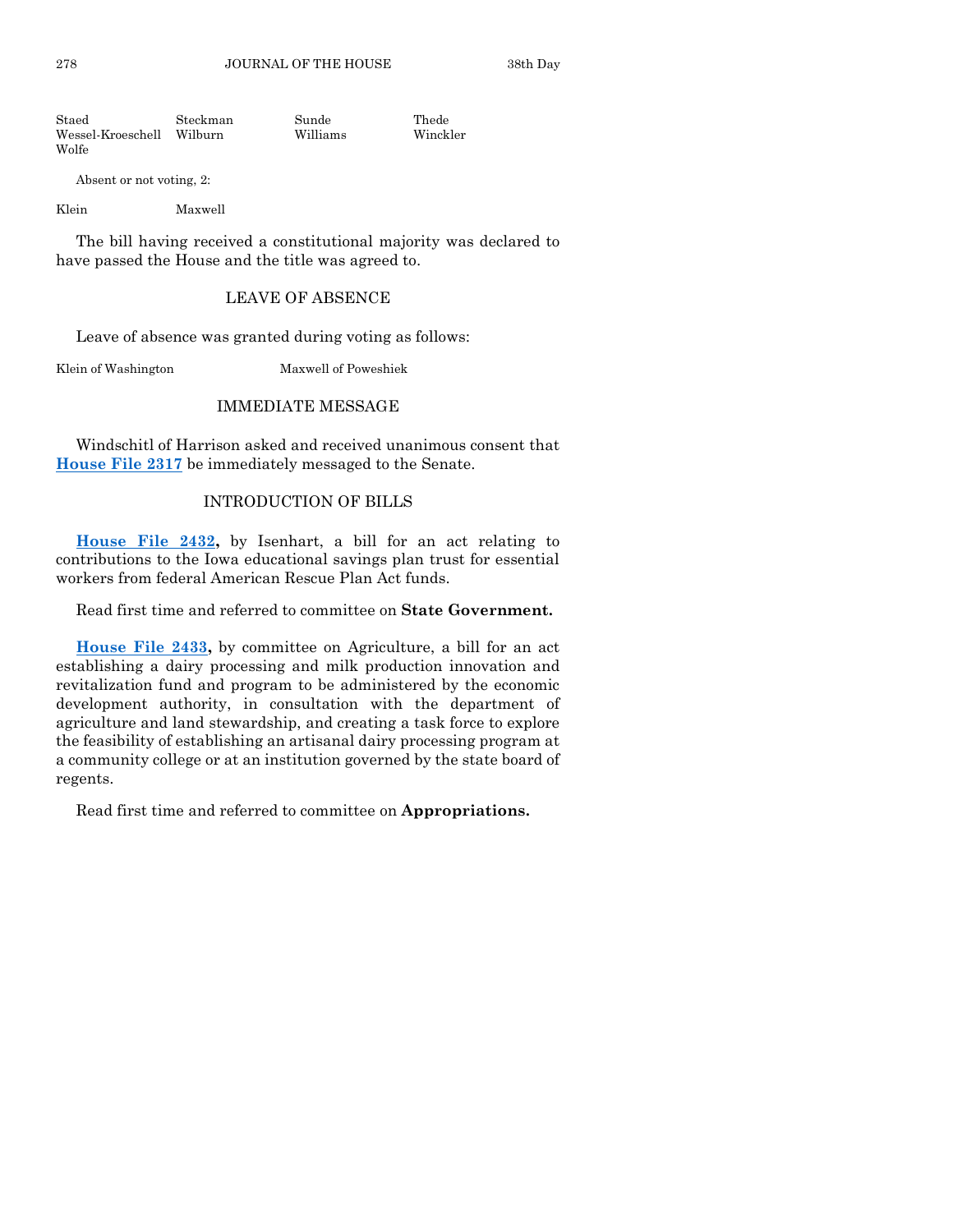| | | | |
|---|---|---|---|
| Staed | Steckman | Sunde | Thede |
| Wessel-Kroeschell | Wilburn | Williams | Winckler |
| Wolfe | | | |

Absent or not voting, 2:

| | |
|---|---|
| Klein | Maxwell |

The bill having received a constitutional majority was declared to have passed the House and the title was agreed to.

## LEAVE OF ABSENCE

Leave of absence was granted during voting as follows:

| | |
|---|---|
| Klein of Washington | Maxwell of Poweshiek |

## IMMEDIATE MESSAGE

Windschitl of Harrison asked and received unanimous consent that **House File 2317** be immediately messaged to the Senate.

## INTRODUCTION OF BILLS

**House File 2432,** by Isenhart, a bill for an act relating to contributions to the Iowa educational savings plan trust for essential workers from federal American Rescue Plan Act funds.

Read first time and referred to committee on **State Government.**

**House File 2433,** by committee on Agriculture, a bill for an act establishing a dairy processing and milk production innovation and revitalization fund and program to be administered by the economic development authority, in consultation with the department of agriculture and land stewardship, and creating a task force to explore the feasibility of establishing an artisanal dairy processing program at a community college or at an institution governed by the state board of regents.

Read first time and referred to committee on **Appropriations.**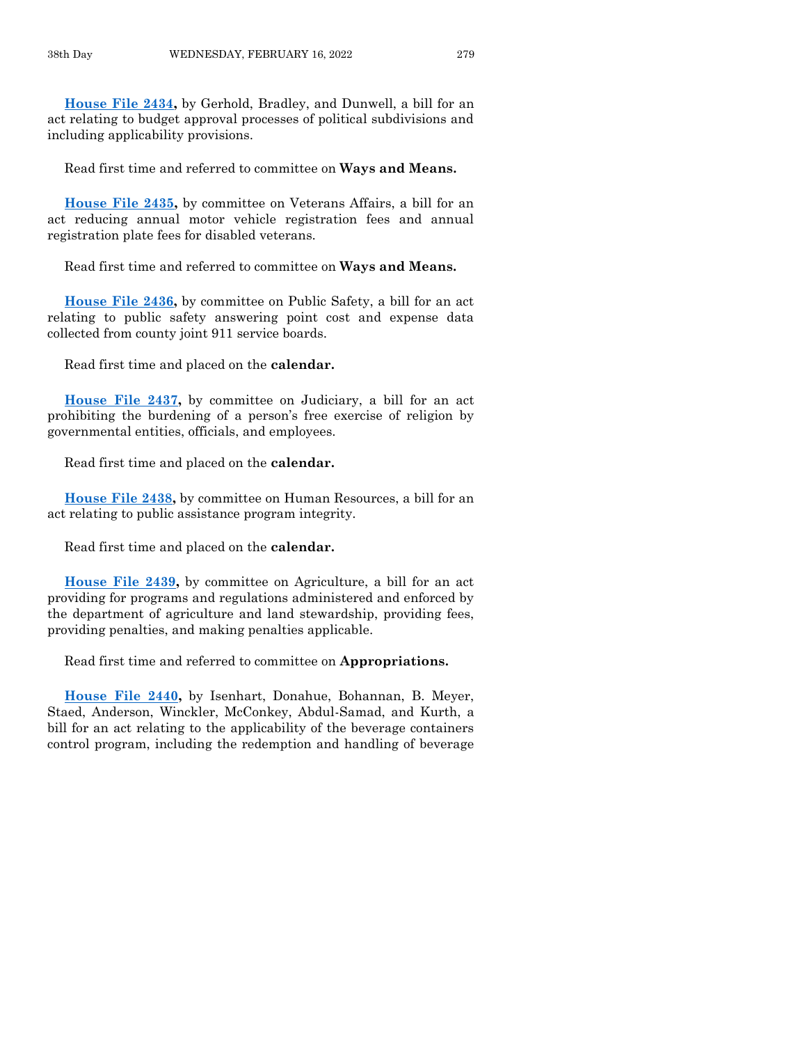**House File 2434,** by Gerhold, Bradley, and Dunwell, a bill for an act relating to budget approval processes of political subdivisions and including applicability provisions.

Read first time and referred to committee on **Ways and Means.**

**House File 2435,** by committee on Veterans Affairs, a bill for an act reducing annual motor vehicle registration fees and annual registration plate fees for disabled veterans.

Read first time and referred to committee on **Ways and Means.**

**House File 2436,** by committee on Public Safety, a bill for an act relating to public safety answering point cost and expense data collected from county joint 911 service boards.

Read first time and placed on the **calendar.**

**House File 2437,** by committee on Judiciary, a bill for an act prohibiting the burdening of a person's free exercise of religion by governmental entities, officials, and employees.

Read first time and placed on the **calendar.**

**House File 2438,** by committee on Human Resources, a bill for an act relating to public assistance program integrity.

Read first time and placed on the **calendar.**

**House File 2439,** by committee on Agriculture, a bill for an act providing for programs and regulations administered and enforced by the department of agriculture and land stewardship, providing fees, providing penalties, and making penalties applicable.

Read first time and referred to committee on **Appropriations.**

**House File 2440,** by Isenhart, Donahue, Bohannan, B. Meyer, Staed, Anderson, Winckler, McConkey, Abdul-Samad, and Kurth, a bill for an act relating to the applicability of the beverage containers control program, including the redemption and handling of beverage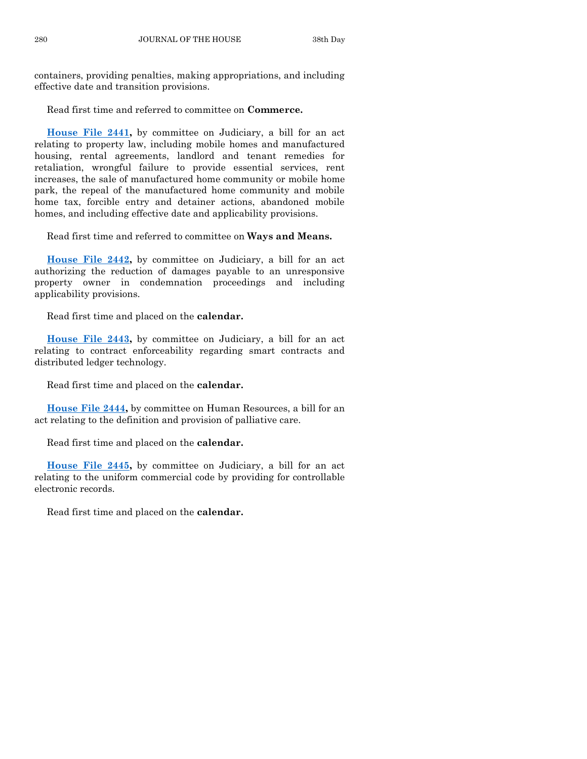containers, providing penalties, making appropriations, and including effective date and transition provisions.

Read first time and referred to committee on **Commerce.**

**House File 2441,** by committee on Judiciary, a bill for an act relating to property law, including mobile homes and manufactured housing, rental agreements, landlord and tenant remedies for retaliation, wrongful failure to provide essential services, rent increases, the sale of manufactured home community or mobile home park, the repeal of the manufactured home community and mobile home tax, forcible entry and detainer actions, abandoned mobile homes, and including effective date and applicability provisions.

Read first time and referred to committee on **Ways and Means.**

**House File 2442,** by committee on Judiciary, a bill for an act authorizing the reduction of damages payable to an unresponsive property owner in condemnation proceedings and including applicability provisions.

Read first time and placed on the **calendar.**

**House File 2443,** by committee on Judiciary, a bill for an act relating to contract enforceability regarding smart contracts and distributed ledger technology.

Read first time and placed on the **calendar.**

**House File 2444,** by committee on Human Resources, a bill for an act relating to the definition and provision of palliative care.

Read first time and placed on the **calendar.**

**House File 2445,** by committee on Judiciary, a bill for an act relating to the uniform commercial code by providing for controllable electronic records.

Read first time and placed on the **calendar.**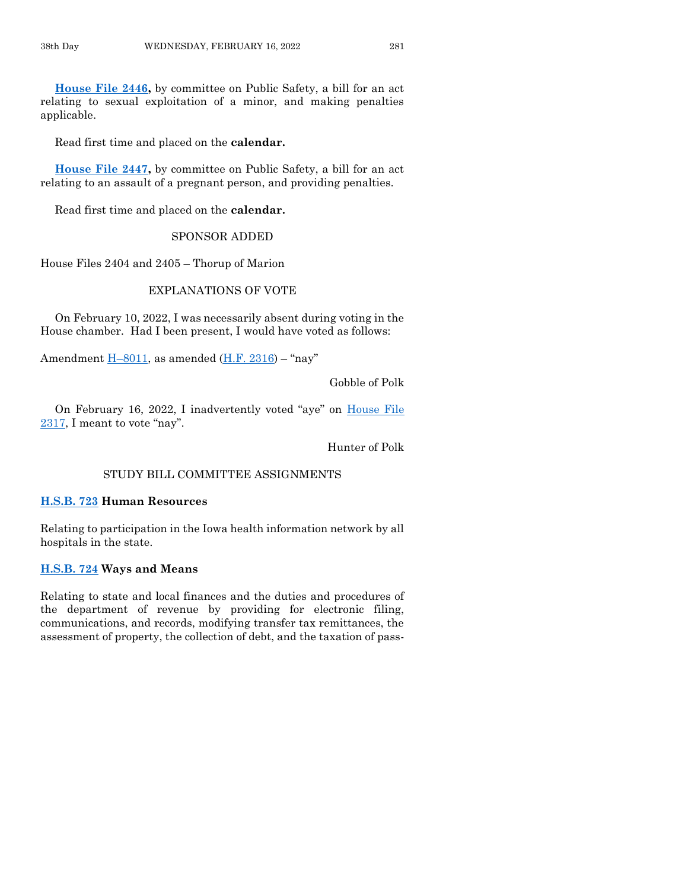**House File 2446,** by committee on Public Safety, a bill for an act relating to sexual exploitation of a minor, and making penalties applicable.

Read first time and placed on the **calendar.**

**House File 2447,** by committee on Public Safety, a bill for an act relating to an assault of a pregnant person, and providing penalties.

Read first time and placed on the **calendar.**

SPONSOR ADDED

House Files 2404 and 2405 – Thorup of Marion

EXPLANATIONS OF VOTE

On February 10, 2022, I was necessarily absent during voting in the House chamber. Had I been present, I would have voted as follows:

Amendment H–8011, as amended (H.F. 2316) – "nay"

Gobble of Polk

On February 16, 2022, I inadvertently voted "aye" on House File 2317, I meant to vote "nay".

Hunter of Polk

STUDY BILL COMMITTEE ASSIGNMENTS

**H.S.B. 723 Human Resources**

Relating to participation in the Iowa health information network by all hospitals in the state.

**H.S.B. 724 Ways and Means**

Relating to state and local finances and the duties and procedures of the department of revenue by providing for electronic filing, communications, and records, modifying transfer tax remittances, the assessment of property, the collection of debt, and the taxation of pass-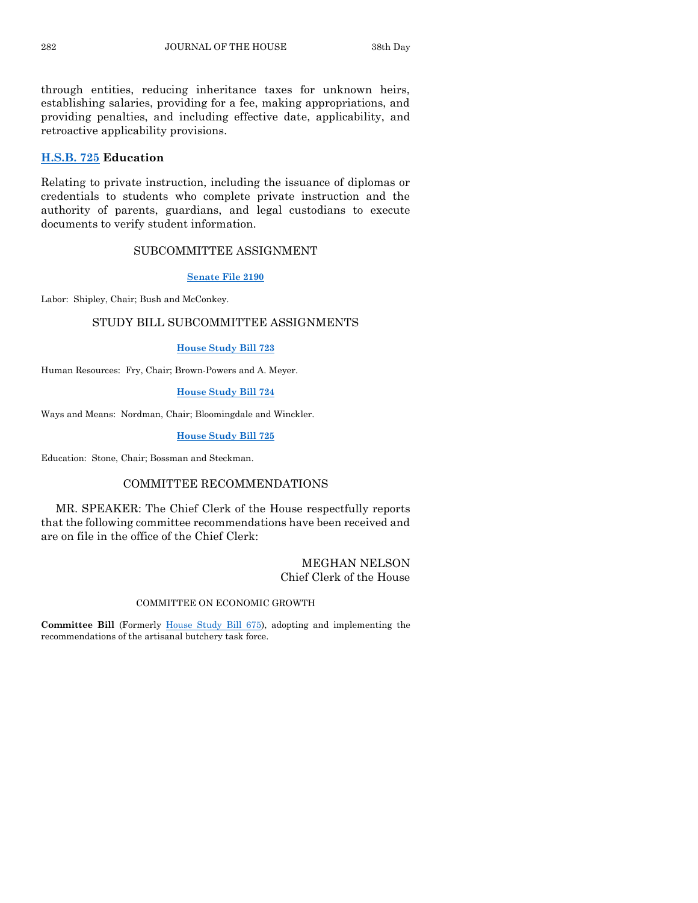through entities, reducing inheritance taxes for unknown heirs, establishing salaries, providing for a fee, making appropriations, and providing penalties, and including effective date, applicability, and retroactive applicability provisions.

**H.S.B. 725 Education**

Relating to private instruction, including the issuance of diplomas or credentials to students who complete private instruction and the authority of parents, guardians, and legal custodians to execute documents to verify student information.

## SUBCOMMITTEE ASSIGNMENT

**Senate File 2190**

Labor: Shipley, Chair; Bush and McConkey.

## STUDY BILL SUBCOMMITTEE ASSIGNMENTS

**House Study Bill 723**

Human Resources: Fry, Chair; Brown-Powers and A. Meyer.

**House Study Bill 724**

Ways and Means: Nordman, Chair; Bloomingdale and Winckler.

**House Study Bill 725**

Education: Stone, Chair; Bossman and Steckman.

## COMMITTEE RECOMMENDATIONS

MR. SPEAKER: The Chief Clerk of the House respectfully reports that the following committee recommendations have been received and are on file in the office of the Chief Clerk:

MEGHAN NELSON
Chief Clerk of the House

### COMMITTEE ON ECONOMIC GROWTH

**Committee Bill** (Formerly House Study Bill 675), adopting and implementing the recommendations of the artisanal butchery task force.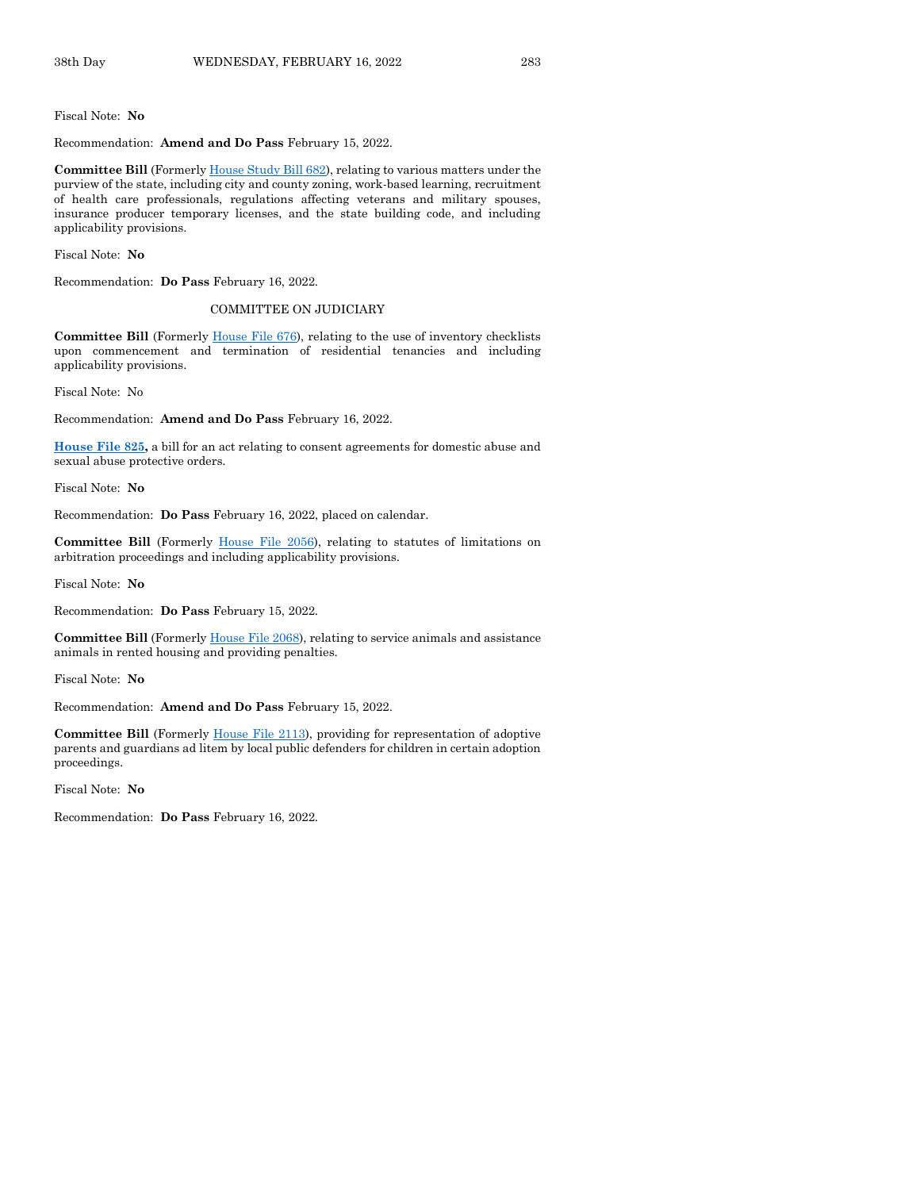Fiscal Note: **No**

Recommendation: **Amend and Do Pass** February 15, 2022.

**Committee Bill** (Formerly House Study Bill 682), relating to various matters under the purview of the state, including city and county zoning, work-based learning, recruitment of health care professionals, regulations affecting veterans and military spouses, insurance producer temporary licenses, and the state building code, and including applicability provisions.

Fiscal Note: **No**

Recommendation: **Do Pass** February 16, 2022.

COMMITTEE ON JUDICIARY

**Committee Bill** (Formerly House File 676), relating to the use of inventory checklists upon commencement and termination of residential tenancies and including applicability provisions.

Fiscal Note: No

Recommendation: **Amend and Do Pass** February 16, 2022.

**House File 825,** a bill for an act relating to consent agreements for domestic abuse and sexual abuse protective orders.

Fiscal Note: **No**

Recommendation: **Do Pass** February 16, 2022, placed on calendar.

**Committee Bill** (Formerly House File 2056), relating to statutes of limitations on arbitration proceedings and including applicability provisions.

Fiscal Note: **No**

Recommendation: **Do Pass** February 15, 2022.

**Committee Bill** (Formerly House File 2068), relating to service animals and assistance animals in rented housing and providing penalties.

Fiscal Note: **No**

Recommendation: **Amend and Do Pass** February 15, 2022.

**Committee Bill** (Formerly House File 2113), providing for representation of adoptive parents and guardians ad litem by local public defenders for children in certain adoption proceedings.

Fiscal Note: **No**

Recommendation: **Do Pass** February 16, 2022.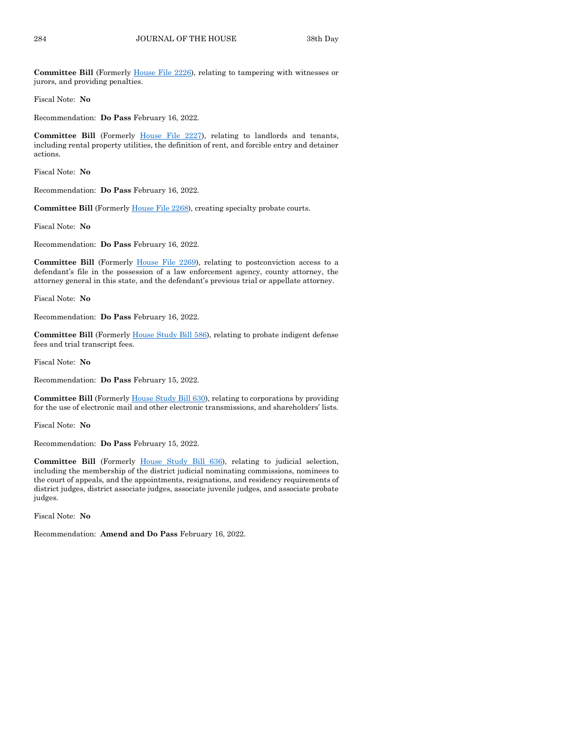**Committee Bill** (Formerly House File 2226), relating to tampering with witnesses or jurors, and providing penalties.

Fiscal Note: **No**

Recommendation: **Do Pass** February 16, 2022.

**Committee Bill** (Formerly House File 2227), relating to landlords and tenants, including rental property utilities, the definition of rent, and forcible entry and detainer actions.

Fiscal Note: **No**

Recommendation: **Do Pass** February 16, 2022.

**Committee Bill** (Formerly House File 2268), creating specialty probate courts.

Fiscal Note: **No**

Recommendation: **Do Pass** February 16, 2022.

**Committee Bill** (Formerly House File 2269), relating to postconviction access to a defendant's file in the possession of a law enforcement agency, county attorney, the attorney general in this state, and the defendant's previous trial or appellate attorney.

Fiscal Note: **No**

Recommendation: **Do Pass** February 16, 2022.

**Committee Bill** (Formerly House Study Bill 586), relating to probate indigent defense fees and trial transcript fees.

Fiscal Note: **No**

Recommendation: **Do Pass** February 15, 2022.

**Committee Bill** (Formerly House Study Bill 630), relating to corporations by providing for the use of electronic mail and other electronic transmissions, and shareholders' lists.

Fiscal Note: **No**

Recommendation: **Do Pass** February 15, 2022.

**Committee Bill** (Formerly House Study Bill 636), relating to judicial selection, including the membership of the district judicial nominating commissions, nominees to the court of appeals, and the appointments, resignations, and residency requirements of district judges, district associate judges, associate juvenile judges, and associate probate judges.

Fiscal Note: **No**

Recommendation: **Amend and Do Pass** February 16, 2022.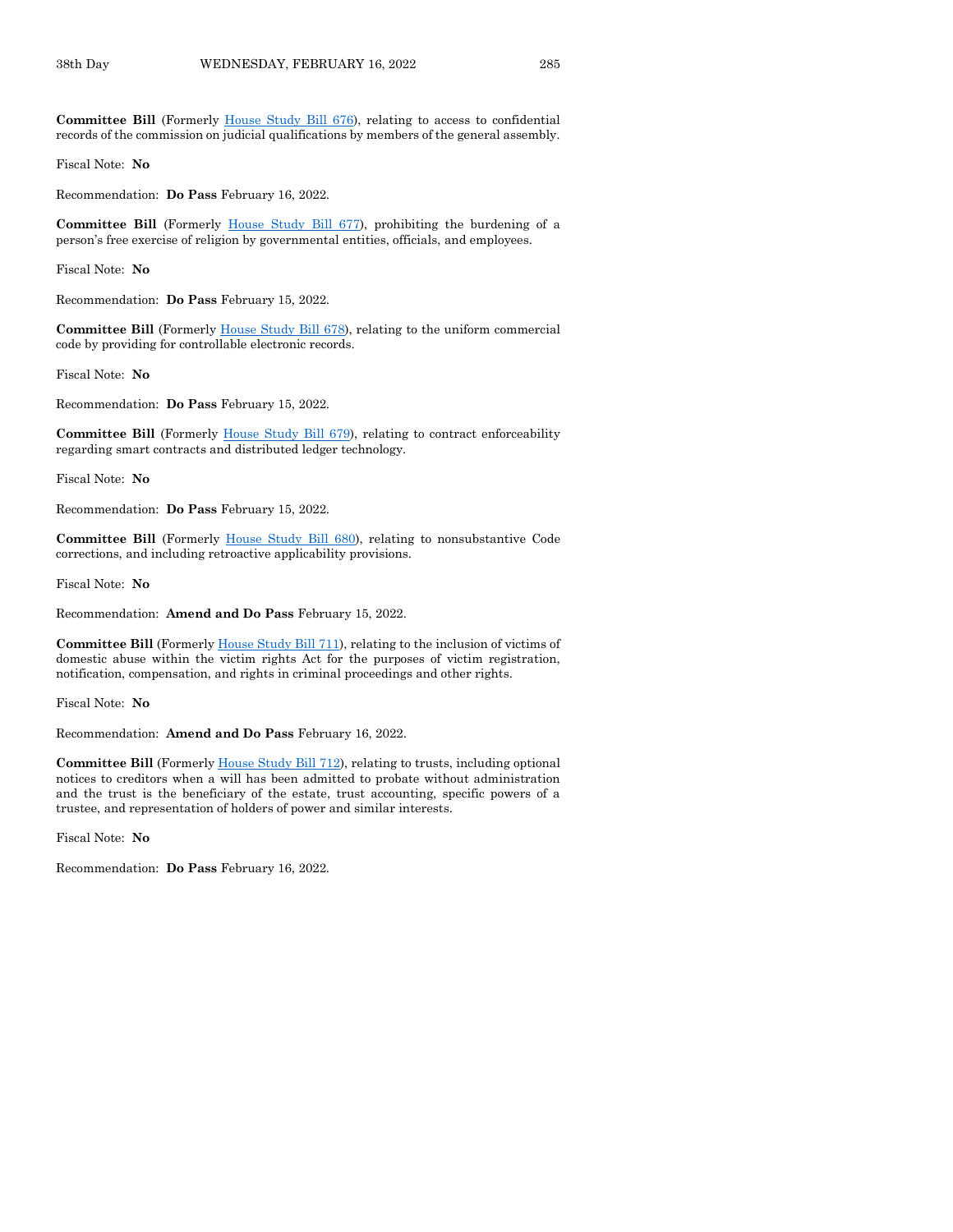**Committee Bill** (Formerly House Study Bill 676), relating to access to confidential records of the commission on judicial qualifications by members of the general assembly.

Fiscal Note: **No**

Recommendation: **Do Pass** February 16, 2022.

**Committee Bill** (Formerly House Study Bill 677), prohibiting the burdening of a person's free exercise of religion by governmental entities, officials, and employees.

Fiscal Note: **No**

Recommendation: **Do Pass** February 15, 2022.

**Committee Bill** (Formerly House Study Bill 678), relating to the uniform commercial code by providing for controllable electronic records.

Fiscal Note: **No**

Recommendation: **Do Pass** February 15, 2022.

**Committee Bill** (Formerly House Study Bill 679), relating to contract enforceability regarding smart contracts and distributed ledger technology.

Fiscal Note: **No**

Recommendation: **Do Pass** February 15, 2022.

**Committee Bill** (Formerly House Study Bill 680), relating to nonsubstantive Code corrections, and including retroactive applicability provisions.

Fiscal Note: **No**

Recommendation: **Amend and Do Pass** February 15, 2022.

**Committee Bill** (Formerly House Study Bill 711), relating to the inclusion of victims of domestic abuse within the victim rights Act for the purposes of victim registration, notification, compensation, and rights in criminal proceedings and other rights.

Fiscal Note: **No**

Recommendation: **Amend and Do Pass** February 16, 2022.

**Committee Bill** (Formerly House Study Bill 712), relating to trusts, including optional notices to creditors when a will has been admitted to probate without administration and the trust is the beneficiary of the estate, trust accounting, specific powers of a trustee, and representation of holders of power and similar interests.

Fiscal Note: **No**

Recommendation: **Do Pass** February 16, 2022.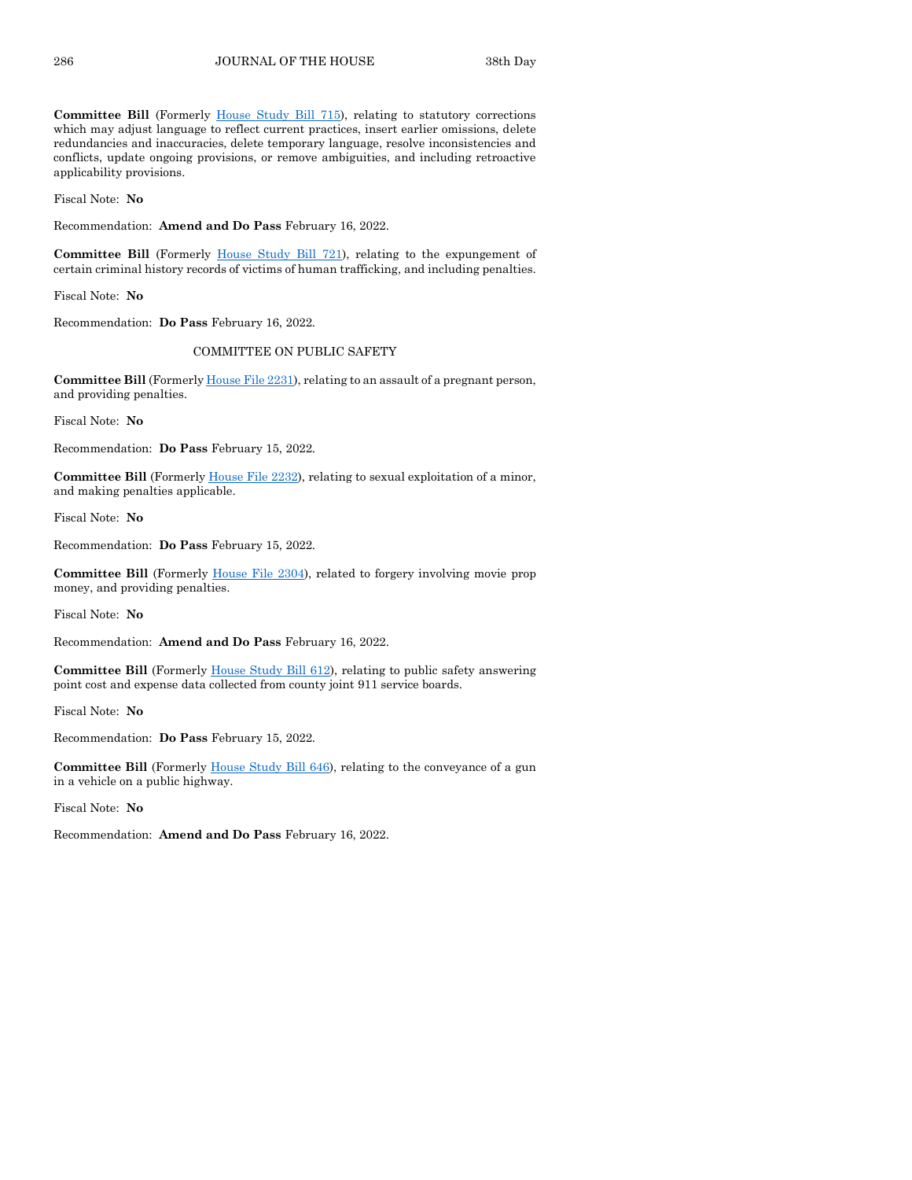**Committee Bill** (Formerly House Study Bill 715), relating to statutory corrections which may adjust language to reflect current practices, insert earlier omissions, delete redundancies and inaccuracies, delete temporary language, resolve inconsistencies and conflicts, update ongoing provisions, or remove ambiguities, and including retroactive applicability provisions.

Fiscal Note: **No**

Recommendation: **Amend and Do Pass** February 16, 2022.

**Committee Bill** (Formerly House Study Bill 721), relating to the expungement of certain criminal history records of victims of human trafficking, and including penalties.

Fiscal Note: **No**

Recommendation: **Do Pass** February 16, 2022.

COMMITTEE ON PUBLIC SAFETY

**Committee Bill** (Formerly House File 2231), relating to an assault of a pregnant person, and providing penalties.

Fiscal Note: **No**

Recommendation: **Do Pass** February 15, 2022.

**Committee Bill** (Formerly House File 2232), relating to sexual exploitation of a minor, and making penalties applicable.

Fiscal Note: **No**

Recommendation: **Do Pass** February 15, 2022.

**Committee Bill** (Formerly House File 2304), related to forgery involving movie prop money, and providing penalties.

Fiscal Note: **No**

Recommendation: **Amend and Do Pass** February 16, 2022.

**Committee Bill** (Formerly House Study Bill 612), relating to public safety answering point cost and expense data collected from county joint 911 service boards.

Fiscal Note: **No**

Recommendation: **Do Pass** February 15, 2022.

**Committee Bill** (Formerly House Study Bill 646), relating to the conveyance of a gun in a vehicle on a public highway.

Fiscal Note: **No**

Recommendation: **Amend and Do Pass** February 16, 2022.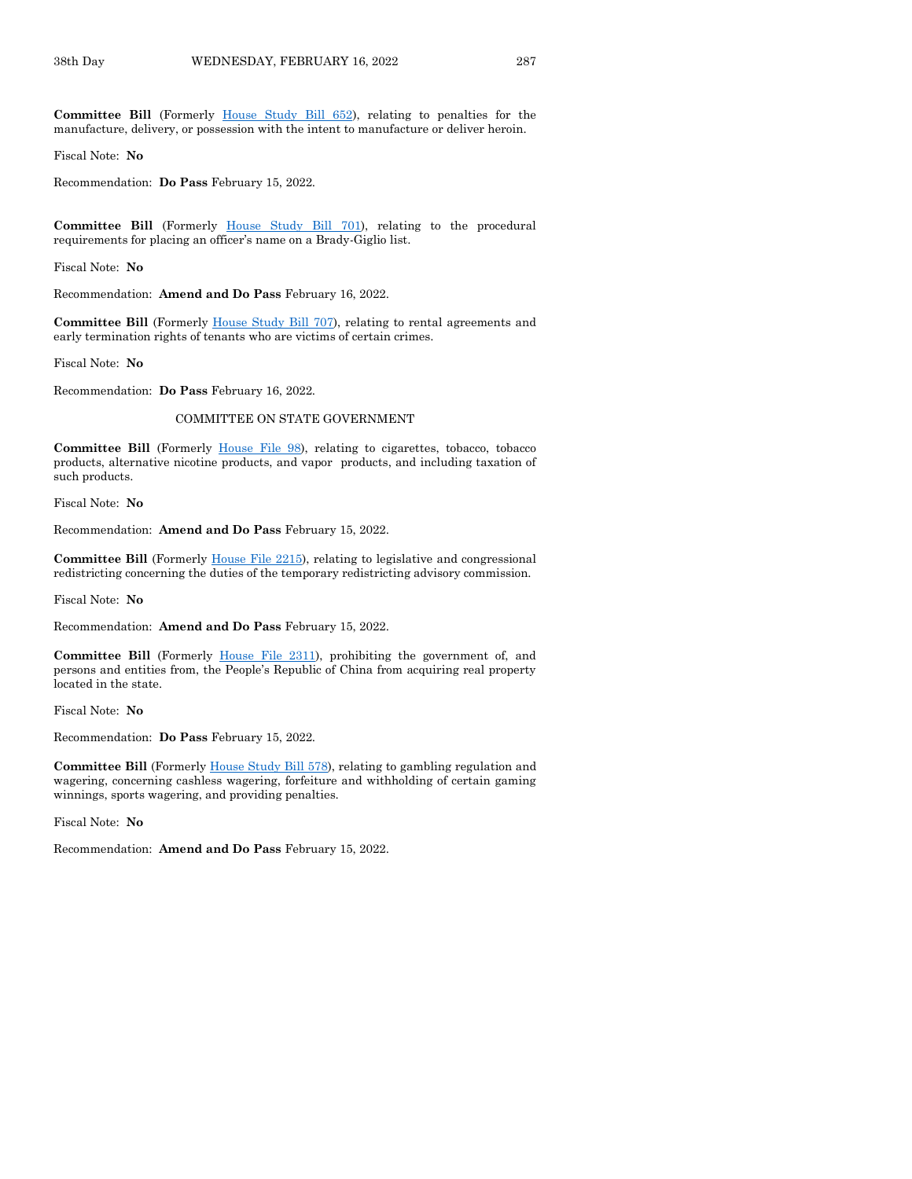**Committee Bill** (Formerly House Study Bill 652), relating to penalties for the manufacture, delivery, or possession with the intent to manufacture or deliver heroin.

Fiscal Note: **No**

Recommendation: **Do Pass** February 15, 2022.

**Committee Bill** (Formerly House Study Bill 701), relating to the procedural requirements for placing an officer's name on a Brady-Giglio list.

Fiscal Note: **No**

Recommendation: **Amend and Do Pass** February 16, 2022.

**Committee Bill** (Formerly House Study Bill 707), relating to rental agreements and early termination rights of tenants who are victims of certain crimes.

Fiscal Note: **No**

Recommendation: **Do Pass** February 16, 2022.

COMMITTEE ON STATE GOVERNMENT

**Committee Bill** (Formerly House File 98), relating to cigarettes, tobacco, tobacco products, alternative nicotine products, and vapor products, and including taxation of such products.

Fiscal Note: **No**

Recommendation: **Amend and Do Pass** February 15, 2022.

**Committee Bill** (Formerly House File 2215), relating to legislative and congressional redistricting concerning the duties of the temporary redistricting advisory commission.

Fiscal Note: **No**

Recommendation: **Amend and Do Pass** February 15, 2022.

**Committee Bill** (Formerly House File 2311), prohibiting the government of, and persons and entities from, the People's Republic of China from acquiring real property located in the state.

Fiscal Note: **No**

Recommendation: **Do Pass** February 15, 2022.

**Committee Bill** (Formerly House Study Bill 578), relating to gambling regulation and wagering, concerning cashless wagering, forfeiture and withholding of certain gaming winnings, sports wagering, and providing penalties.

Fiscal Note: **No**

Recommendation: **Amend and Do Pass** February 15, 2022.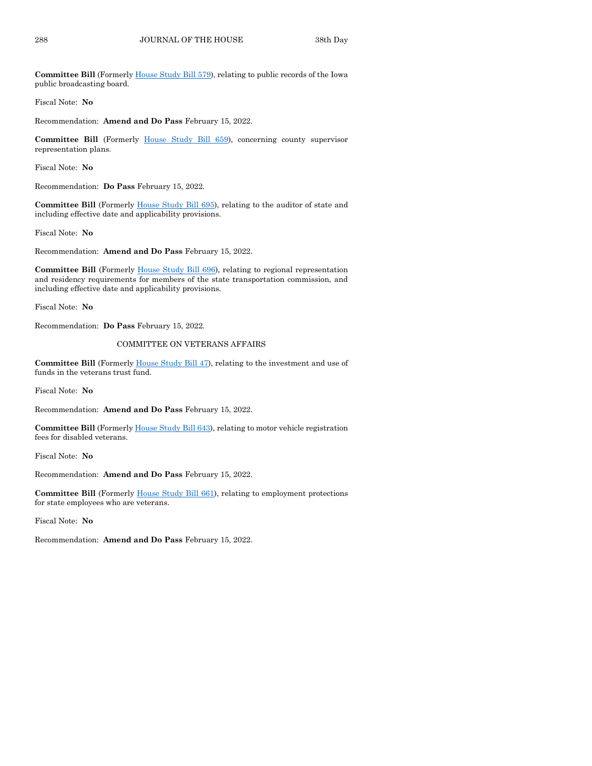**Committee Bill** (Formerly House Study Bill 579), relating to public records of the Iowa public broadcasting board.

Fiscal Note: **No**

Recommendation: **Amend and Do Pass** February 15, 2022.

**Committee Bill** (Formerly House Study Bill 659), concerning county supervisor representation plans.

Fiscal Note: **No**

Recommendation: **Do Pass** February 15, 2022.

**Committee Bill** (Formerly House Study Bill 695), relating to the auditor of state and including effective date and applicability provisions.

Fiscal Note: **No**

Recommendation: **Amend and Do Pass** February 15, 2022.

**Committee Bill** (Formerly House Study Bill 696), relating to regional representation and residency requirements for members of the state transportation commission, and including effective date and applicability provisions.

Fiscal Note: **No**

Recommendation: **Do Pass** February 15, 2022.

COMMITTEE ON VETERANS AFFAIRS

**Committee Bill** (Formerly House Study Bill 47), relating to the investment and use of funds in the veterans trust fund.

Fiscal Note: **No**

Recommendation: **Amend and Do Pass** February 15, 2022.

**Committee Bill** (Formerly House Study Bill 643), relating to motor vehicle registration fees for disabled veterans.

Fiscal Note: **No**

Recommendation: **Amend and Do Pass** February 15, 2022.

**Committee Bill** (Formerly House Study Bill 661), relating to employment protections for state employees who are veterans.

Fiscal Note: **No**

Recommendation: **Amend and Do Pass** February 15, 2022.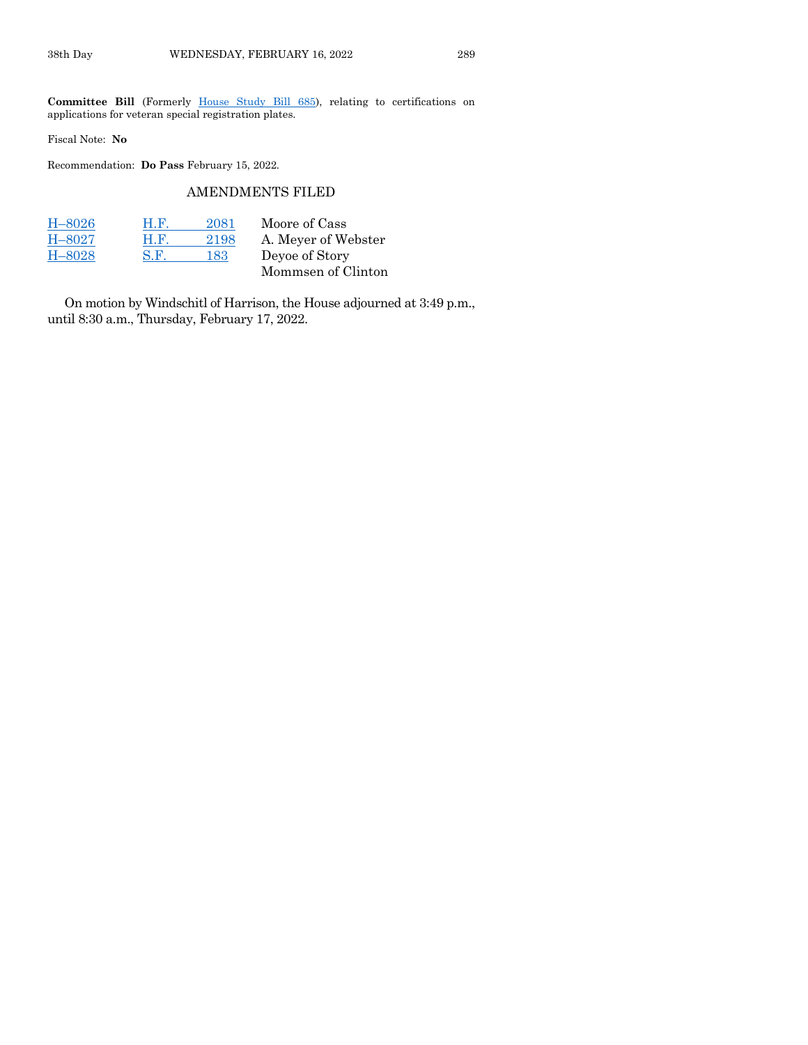**Committee Bill** (Formerly House Study Bill 685), relating to certifications on applications for veteran special registration plates.

Fiscal Note: **No**

Recommendation: **Do Pass** February 15, 2022.

## AMENDMENTS FILED

| | | |
|---|---|---|
| H–8026 | H.F. 2081 | Moore of Cass |
| H–8027 | H.F. 2198 | A. Meyer of Webster |
| H–8028 | S.F. 183 | Deyoe of Story<br>Mommsen of Clinton |

On motion by Windschitl of Harrison, the House adjourned at 3:49 p.m., until 8:30 a.m., Thursday, February 17, 2022.